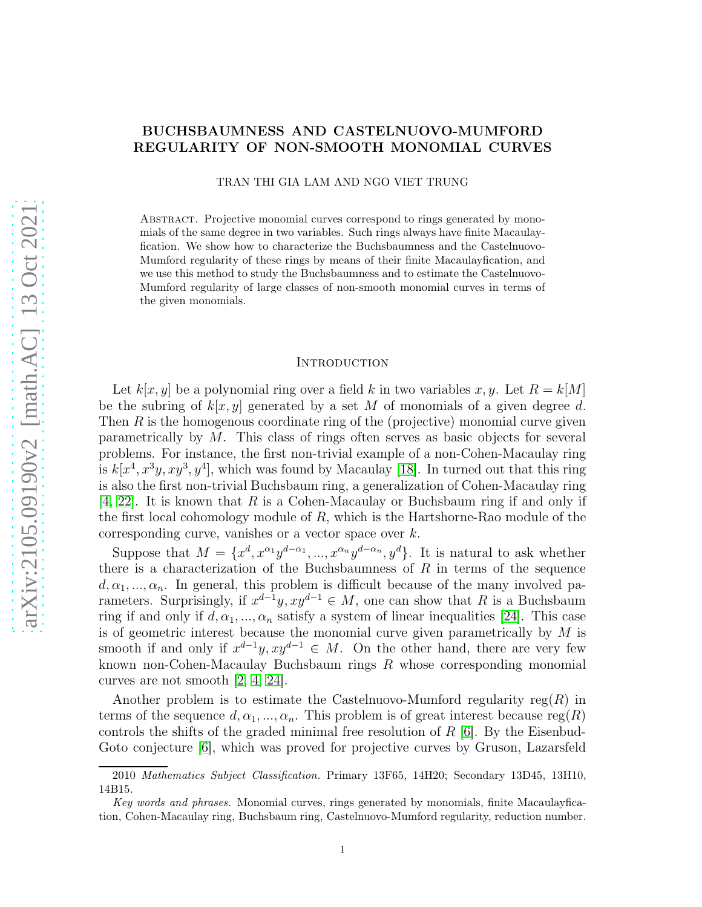# BUCHSBAUMNESS AND CASTELNUOVO-MUMFORD REGULARITY OF NON-SMOOTH MONOMIAL CURVES

TRAN THI GIA LAM AND NGO VIET TRUNG

Abstract. Projective monomial curves correspond to rings generated by monomials of the same degree in two variables. Such rings always have finite Macaulayfication. We show how to characterize the Buchsbaumness and the Castelnuovo-Mumford regularity of these rings by means of their finite Macaulayfication, and we use this method to study the Buchsbaumness and to estimate the Castelnuovo-Mumford regularity of large classes of non-smooth monomial curves in terms of the given monomials.

## Introduction

Let $k[x, y]$ be a polynomial ring over a field $k$ in two variables $x, y$. Let $R = k[M]$ be the subring of $k[x, y]$ generated by a set $M$ of monomials of a given degree $d$. Then $R$ is the homogenous coordinate ring of the (projective) monomial curve given parametrically by $M$. This class of rings often serves as basic objects for several problems. For instance, the first non-trivial example of a non-Cohen-Macaulay ring is $k[x^4, x^3y, xy^3, y^4]$, which was found by Macaulay [18]. In turned out that this ring is also the first non-trivial Buchsbaum ring, a generalization of Cohen-Macaulay ring [4, 22]. It is known that $R$ is a Cohen-Macaulay or Buchsbaum ring if and only if the first local cohomology module of $R$, which is the Hartshorne-Rao module of the corresponding curve, vanishes or a vector space over $k$.

Suppose that $M = \{x^d, x^{\alpha_1}y^{d-\alpha_1}, ..., x^{\alpha_n}y^{d-\alpha_n}, y^d\}$. It is natural to ask whether there is a characterization of the Buchsbaumness of $R$ in terms of the sequence $d, \alpha_1, ..., \alpha_n$. In general, this problem is difficult because of the many involved parameters. Surprisingly, if $x^{d-1}y, xy^{d-1} \in M$, one can show that $R$ is a Buchsbaum ring if and only if $d, \alpha_1, ..., \alpha_n$ satisfy a system of linear inequalities [24]. This case is of geometric interest because the monomial curve given parametrically by $M$ is smooth if and only if $x^{d-1}y, xy^{d-1} \in M$. On the other hand, there are very few known non-Cohen-Macaulay Buchsbaum rings $R$ whose corresponding monomial curves are not smooth [2, 4, 24].

Another problem is to estimate the Castelnuovo-Mumford regularity $\text{reg}(R)$ in terms of the sequence $d, \alpha_1, ..., \alpha_n$. This problem is of great interest because $\text{reg}(R)$ controls the shifts of the graded minimal free resolution of $R$ [6]. By the Eisenbud-Goto conjecture [6], which was proved for projective curves by Gruson, Lazarsfeld

2010 *Mathematics Subject Classification.* Primary 13F65, 14H20; Secondary 13D45, 13H10, 14B15.

*Key words and phrases.* Monomial curves, rings generated by monomials, finite Macaulayfication, Cohen-Macaulay ring, Buchsbaum ring, Castelnuovo-Mumford regularity, reduction number.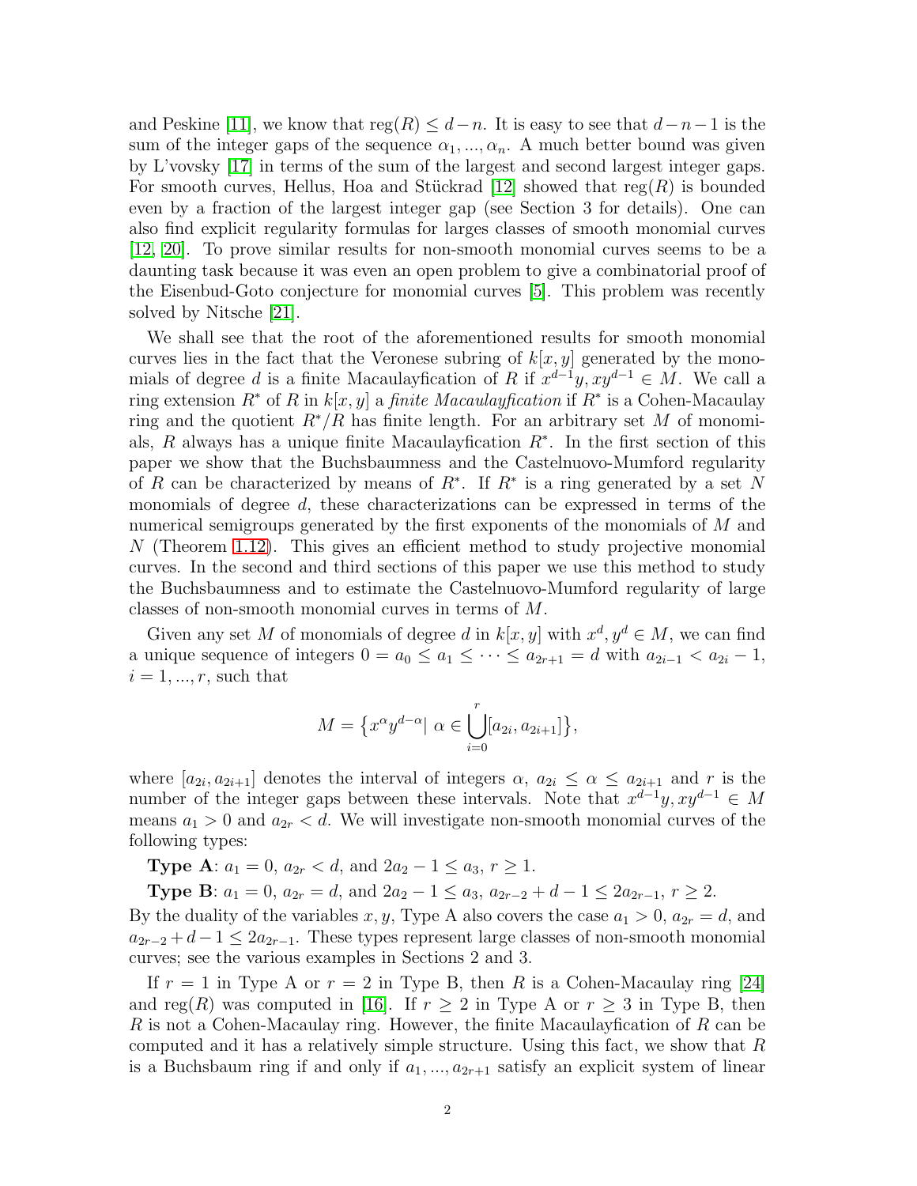and Peskine [11], we know that $\text{reg}(R) \le d - n$. It is easy to see that $d-n-1$ is the sum of the integer gaps of the sequence $\alpha_1, ..., \alpha_n$. A much better bound was given by L'vovsky [17] in terms of the sum of the largest and second largest integer gaps. For smooth curves, Hellus, Hoa and Stückrad [12] showed that $\text{reg}(R)$ is bounded even by a fraction of the largest integer gap (see Section 3 for details). One can also find explicit regularity formulas for larges classes of smooth monomial curves [12, 20]. To prove similar results for non-smooth monomial curves seems to be a daunting task because it was even an open problem to give a combinatorial proof of the Eisenbud-Goto conjecture for monomial curves [5]. This problem was recently solved by Nitsche [21].

We shall see that the root of the aforementioned results for smooth monomial curves lies in the fact that the Veronese subring of $k[x, y]$ generated by the monomials of degree $d$ is a finite Macaulayfication of $R$ if $x^{d-1}y, xy^{d-1} \in M$. We call a ring extension $R^*$ of $R$ in $k[x, y]$ a *finite Macaulayfication* if $R^*$ is a Cohen-Macaulay ring and the quotient $R^*/R$ has finite length. For an arbitrary set $M$ of monomials, $R$ always has a unique finite Macaulayfication $R^*$. In the first section of this paper we show that the Buchsbaumness and the Castelnuovo-Mumford regularity of $R$ can be characterized by means of $R^*$. If $R^*$ is a ring generated by a set $N$ monomials of degree $d$, these characterizations can be expressed in terms of the numerical semigroups generated by the first exponents of the monomials of $M$ and $N$ (Theorem 1.12). This gives an efficient method to study projective monomial curves. In the second and third sections of this paper we use this method to study the Buchsbaumness and to estimate the Castelnuovo-Mumford regularity of large classes of non-smooth monomial curves in terms of $M$.

Given any set $M$ of monomials of degree $d$ in $k[x, y]$ with $x^d, y^d \in M$, we can find a unique sequence of integers $0 = a_0 \le a_1 \le \cdots \le a_{2r+1} = d$ with $a_{2i-1} < a_{2i} - 1$, $i = 1, ..., r$, such that

$$M = \big\{x^\alpha y^{d-\alpha} |\ \alpha \in \bigcup_{i=0}^{r} [a_{2i}, a_{2i+1}]\big\},$$

where $[a_{2i}, a_{2i+1}]$ denotes the interval of integers $\alpha$, $a_{2i} \le \alpha \le a_{2i+1}$ and $r$ is the number of the integer gaps between these intervals. Note that $x^{d-1}y, xy^{d-1} \in M$ means $a_1 > 0$ and $a_{2r} < d$. We will investigate non-smooth monomial curves of the following types:

**Type A**: $a_1 = 0$, $a_{2r} < d$, and $2a_2 - 1 \le a_3$, $r \ge 1$.

**Type B**: $a_1 = 0$, $a_{2r} = d$, and $2a_2 - 1 \le a_3$, $a_{2r-2} + d - 1 \le 2a_{2r-1}$, $r \ge 2$.

By the duality of the variables $x, y$, Type A also covers the case $a_1 > 0$, $a_{2r} = d$, and $a_{2r-2} + d - 1 \le 2a_{2r-1}$. These types represent large classes of non-smooth monomial curves; see the various examples in Sections 2 and 3.

If $r = 1$ in Type A or $r = 2$ in Type B, then $R$ is a Cohen-Macaulay ring [24] and $\text{reg}(R)$ was computed in [16]. If $r \ge 2$ in Type A or $r \ge 3$ in Type B, then $R$ is not a Cohen-Macaulay ring. However, the finite Macaulayfication of $R$ can be computed and it has a relatively simple structure. Using this fact, we show that $R$ is a Buchsbaum ring if and only if $a_1, ..., a_{2r+1}$ satisfy an explicit system of linear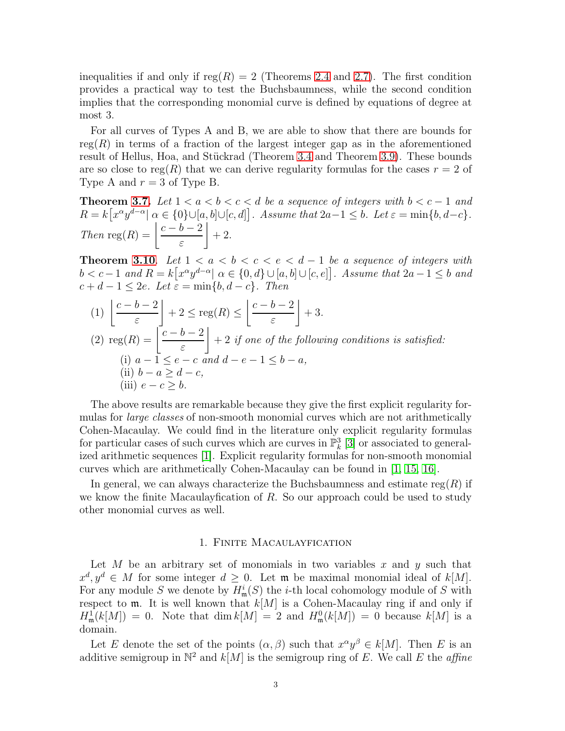inequalities if and only if $\operatorname{reg}(R) = 2$ (Theorems 2.4 and 2.7). The first condition provides a practical way to test the Buchsbaumness, while the second condition implies that the corresponding monomial curve is defined by equations of degree at most 3.

For all curves of Types A and B, we are able to show that there are bounds for $\operatorname{reg}(R)$ in terms of a fraction of the largest integer gap as in the aforementioned result of Hellus, Hoa, and Stückrad (Theorem 3.4 and Theorem 3.9). These bounds are so close to $\operatorname{reg}(R)$ that we can derive regularity formulas for the cases $r = 2$ of Type A and $r = 3$ of Type B.

**Theorem 3.7.** *Let $1 < a < b < c < d$ be a sequence of integers with $b < c - 1$ and $R = k\big[x^\alpha y^{d-\alpha} |\ \alpha \in \{0\} \cup [a, b] \cup [c, d]\big]$. Assume that $2a - 1 \le b$. Let $\varepsilon = \min\{b, d - c\}$. Then* $\operatorname{reg}(R) = \left\lfloor \dfrac{c - b - 2}{\varepsilon} \right\rfloor + 2$.

**Theorem 3.10.** *Let $1 < a < b < c < e < d - 1$ be a sequence of integers with $b < c - 1$ and $R = k\big[x^\alpha y^{d-\alpha} |\ \alpha \in \{0, d\} \cup [a, b] \cup [c, e]\big]$. Assume that $2a - 1 \le b$ and $c + d - 1 \le 2e$. Let $\varepsilon = \min\{b, d - c\}$. Then*

(1) $\left\lfloor \dfrac{c - b - 2}{\varepsilon} \right\rfloor + 2 \le \operatorname{reg}(R) \le \left\lfloor \dfrac{c - b - 2}{\varepsilon} \right\rfloor + 3.$

(2) $\operatorname{reg}(R) = \left\lfloor \dfrac{c - b - 2}{\varepsilon} \right\rfloor + 2$ *if one of the following conditions is satisfied:*
  - (i) $a - 1 \le e - c$ *and* $d - e - 1 \le b - a$,
  - (ii) $b - a \ge d - c$,
  - (iii) $e - c \ge b$.

The above results are remarkable because they give the first explicit regularity formulas for *large classes* of non-smooth monomial curves which are not arithmetically Cohen-Macaulay. We could find in the literature only explicit regularity formulas for particular cases of such curves which are curves in $\mathbb{P}^3_k$ [3] or associated to generalized arithmetic sequences [1]. Explicit regularity formulas for non-smooth monomial curves which are arithmetically Cohen-Macaulay can be found in [1, 15, 16].

In general, we can always characterize the Buchsbaumness and estimate $\operatorname{reg}(R)$ if we know the finite Macaulayfication of $R$. So our approach could be used to study other monomial curves as well.

## 1. Finite Macaulayfication

Let $M$ be an arbitrary set of monomials in two variables $x$ and $y$ such that $x^d, y^d \in M$ for some integer $d \ge 0$. Let $\mathfrak{m}$ be maximal monomial ideal of $k[M]$. For any module $S$ we denote by $H^i_\mathfrak{m}(S)$ the $i$-th local cohomology module of $S$ with respect to $\mathfrak{m}$. It is well known that $k[M]$ is a Cohen-Macaulay ring if and only if $H^1_\mathfrak{m}(k[M]) = 0$. Note that $\dim k[M] = 2$ and $H^0_\mathfrak{m}(k[M]) = 0$ because $k[M]$ is a domain.

Let $E$ denote the set of the points $(\alpha, \beta)$ such that $x^\alpha y^\beta \in k[M]$. Then $E$ is an additive semigroup in $\mathbb{N}^2$ and $k[M]$ is the semigroup ring of $E$. We call $E$ the *affine*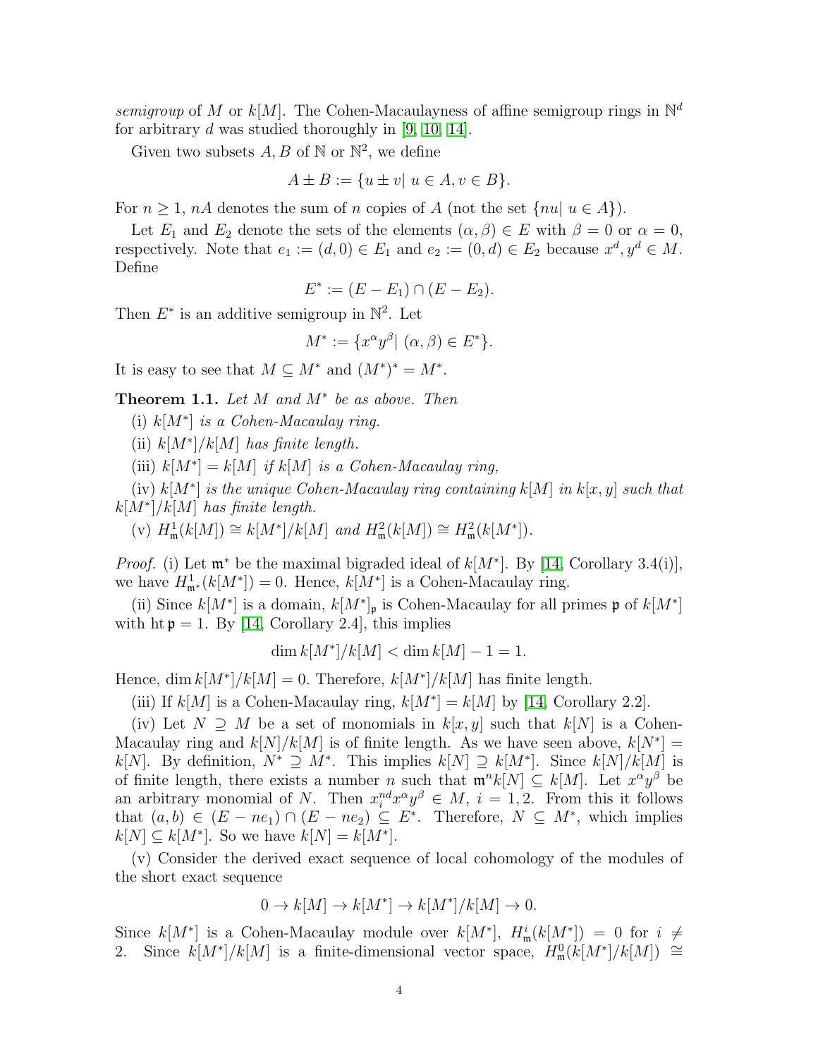*semigroup* of $M$ or $k[M]$. The Cohen-Macaulayness of affine semigroup rings in $\mathbb{N}^d$ for arbitrary $d$ was studied thoroughly in [9, 10, 14].

Given two subsets $A, B$ of $\mathbb{N}$ or $\mathbb{N}^2$, we define

$$A \pm B := \{u \pm v|\ u \in A, v \in B\}.$$

For $n \geq 1$, $nA$ denotes the sum of $n$ copies of $A$ (not the set $\{nu|\ u \in A\}$).

Let $E_1$ and $E_2$ denote the sets of the elements $(\alpha, \beta) \in E$ with $\beta = 0$ or $\alpha = 0$, respectively. Note that $e_1 := (d, 0) \in E_1$ and $e_2 := (0, d) \in E_2$ because $x^d, y^d \in M$. Define

$$E^* := (E - E_1) \cap (E - E_2).$$

Then $E^*$ is an additive semigroup in $\mathbb{N}^2$. Let

$$M^* := \{x^\alpha y^\beta|\ (\alpha, \beta) \in E^*\}.$$

It is easy to see that $M \subseteq M^*$ and $(M^*)^* = M^*$.

**Theorem 1.1.** *Let $M$ and $M^*$ be as above. Then*

(i) *$k[M^*]$ is a Cohen-Macaulay ring.*

(ii) *$k[M^*]/k[M]$ has finite length.*

(iii) *$k[M^*] = k[M]$ if $k[M]$ is a Cohen-Macaulay ring,*

(iv) *$k[M^*]$ is the unique Cohen-Macaulay ring containing $k[M]$ in $k[x, y]$ such that $k[M^*]/k[M]$ has finite length.*

(v) *$H^1_\mathfrak{m}(k[M]) \cong k[M^*]/k[M]$ and $H^2_\mathfrak{m}(k[M]) \cong H^2_\mathfrak{m}(k[M^*])$.*

*Proof.* (i) Let $\mathfrak{m}^*$ be the maximal bigraded ideal of $k[M^*]$. By [14, Corollary 3.4(i)], we have $H^1_{\mathfrak{m}^*}(k[M^*]) = 0$. Hence, $k[M^*]$ is a Cohen-Macaulay ring.

(ii) Since $k[M^*]$ is a domain, $k[M^*]_\mathfrak{p}$ is Cohen-Macaulay for all primes $\mathfrak{p}$ of $k[M^*]$ with $\operatorname{ht} \mathfrak{p} = 1$. By [14, Corollary 2.4], this implies

$$\dim k[M^*]/k[M] < \dim k[M] - 1 = 1.$$

Hence, $\dim k[M^*]/k[M] = 0$. Therefore, $k[M^*]/k[M]$ has finite length.

(iii) If $k[M]$ is a Cohen-Macaulay ring, $k[M^*] = k[M]$ by [14, Corollary 2.2].

(iv) Let $N \supseteq M$ be a set of monomials in $k[x, y]$ such that $k[N]$ is a Cohen-Macaulay ring and $k[N]/k[M]$ is of finite length. As we have seen above, $k[N^*] = k[N]$. By definition, $N^* \supseteq M^*$. This implies $k[N] \supseteq k[M^*]$. Since $k[N]/k[M]$ is of finite length, there exists a number $n$ such that $\mathfrak{m}^n k[N] \subseteq k[M]$. Let $x^\alpha y^\beta$ be an arbitrary monomial of $N$. Then $x_i^{nd} x^\alpha y^\beta \in M$, $i = 1, 2$. From this it follows that $(a, b) \in (E - ne_1) \cap (E - ne_2) \subseteq E^*$. Therefore, $N \subseteq M^*$, which implies $k[N] \subseteq k[M^*]$. So we have $k[N] = k[M^*]$.

(v) Consider the derived exact sequence of local cohomology of the modules of the short exact sequence

$$0 \to k[M] \to k[M^*] \to k[M^*]/k[M] \to 0.$$

Since $k[M^*]$ is a Cohen-Macaulay module over $k[M^*]$, $H^i_\mathfrak{m}(k[M^*]) = 0$ for $i \neq 2$. Since $k[M^*]/k[M]$ is a finite-dimensional vector space, $H^0_\mathfrak{m}(k[M^*]/k[M]) \cong$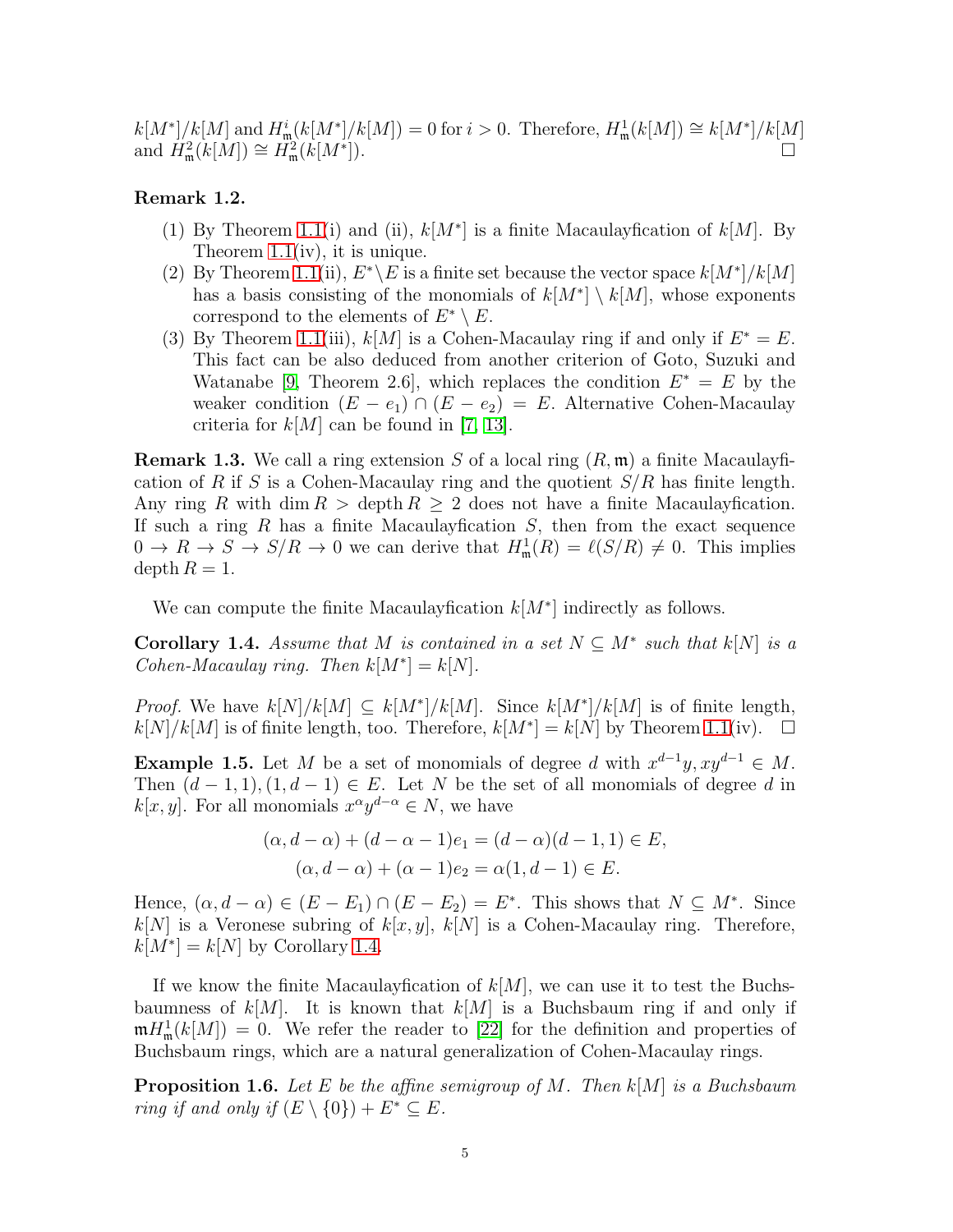$k[M^*]/k[M]$ and $H^i_{\mathfrak{m}}(k[M^*]/k[M]) = 0$ for $i > 0$. Therefore, $H^1_{\mathfrak{m}}(k[M]) \cong k[M^*]/k[M]$ and $H^2_{\mathfrak{m}}(k[M]) \cong H^2_{\mathfrak{m}}(k[M^*])$. □

**Remark 1.2.**

(1) By Theorem 1.1(i) and (ii), $k[M^*]$ is a finite Macaulayfication of $k[M]$. By Theorem 1.1(iv), it is unique.

(2) By Theorem 1.1(ii), $E^* \setminus E$ is a finite set because the vector space $k[M^*]/k[M]$ has a basis consisting of the monomials of $k[M^*] \setminus k[M]$, whose exponents correspond to the elements of $E^* \setminus E$.

(3) By Theorem 1.1(iii), $k[M]$ is a Cohen-Macaulay ring if and only if $E^* = E$. This fact can be also deduced from another criterion of Goto, Suzuki and Watanabe [9, Theorem 2.6], which replaces the condition $E^* = E$ by the weaker condition $(E - e_1) \cap (E - e_2) = E$. Alternative Cohen-Macaulay criteria for $k[M]$ can be found in [7, 13].

**Remark 1.3.** We call a ring extension $S$ of a local ring $(R, \mathfrak{m})$ a finite Macaulayfication of $R$ if $S$ is a Cohen-Macaulay ring and the quotient $S/R$ has finite length. Any ring $R$ with $\dim R > \operatorname{depth} R \geq 2$ does not have a finite Macaulayfication. If such a ring $R$ has a finite Macaulayfication $S$, then from the exact sequence $0 \to R \to S \to S/R \to 0$ we can derive that $H^1_{\mathfrak{m}}(R) = \ell(S/R) \neq 0$. This implies $\operatorname{depth} R = 1$.

We can compute the finite Macaulayfication $k[M^*]$ indirectly as follows.

**Corollary 1.4.** *Assume that $M$ is contained in a set $N \subseteq M^*$ such that $k[N]$ is a Cohen-Macaulay ring. Then $k[M^*] = k[N]$.*

*Proof.* We have $k[N]/k[M] \subseteq k[M^*]/k[M]$. Since $k[M^*]/k[M]$ is of finite length, $k[N]/k[M]$ is of finite length, too. Therefore, $k[M^*] = k[N]$ by Theorem 1.1(iv). □

**Example 1.5.** Let $M$ be a set of monomials of degree $d$ with $x^{d-1}y, xy^{d-1} \in M$. Then $(d-1, 1), (1, d-1) \in E$. Let $N$ be the set of all monomials of degree $d$ in $k[x, y]$. For all monomials $x^\alpha y^{d-\alpha} \in N$, we have

$$(\alpha, d-\alpha) + (d-\alpha-1)e_1 = (d-\alpha)(d-1, 1) \in E,$$
$$(\alpha, d-\alpha) + (\alpha-1)e_2 = \alpha(1, d-1) \in E.$$

Hence, $(\alpha, d-\alpha) \in (E - E_1) \cap (E - E_2) = E^*$. This shows that $N \subseteq M^*$. Since $k[N]$ is a Veronese subring of $k[x, y]$, $k[N]$ is a Cohen-Macaulay ring. Therefore, $k[M^*] = k[N]$ by Corollary 1.4.

If we know the finite Macaulayfication of $k[M]$, we can use it to test the Buchsbaumness of $k[M]$. It is known that $k[M]$ is a Buchsbaum ring if and only if $\mathfrak{m}H^1_{\mathfrak{m}}(k[M]) = 0$. We refer the reader to [22] for the definition and properties of Buchsbaum rings, which are a natural generalization of Cohen-Macaulay rings.

**Proposition 1.6.** *Let $E$ be the affine semigroup of $M$. Then $k[M]$ is a Buchsbaum ring if and only if $(E \setminus \{0\}) + E^* \subseteq E$.*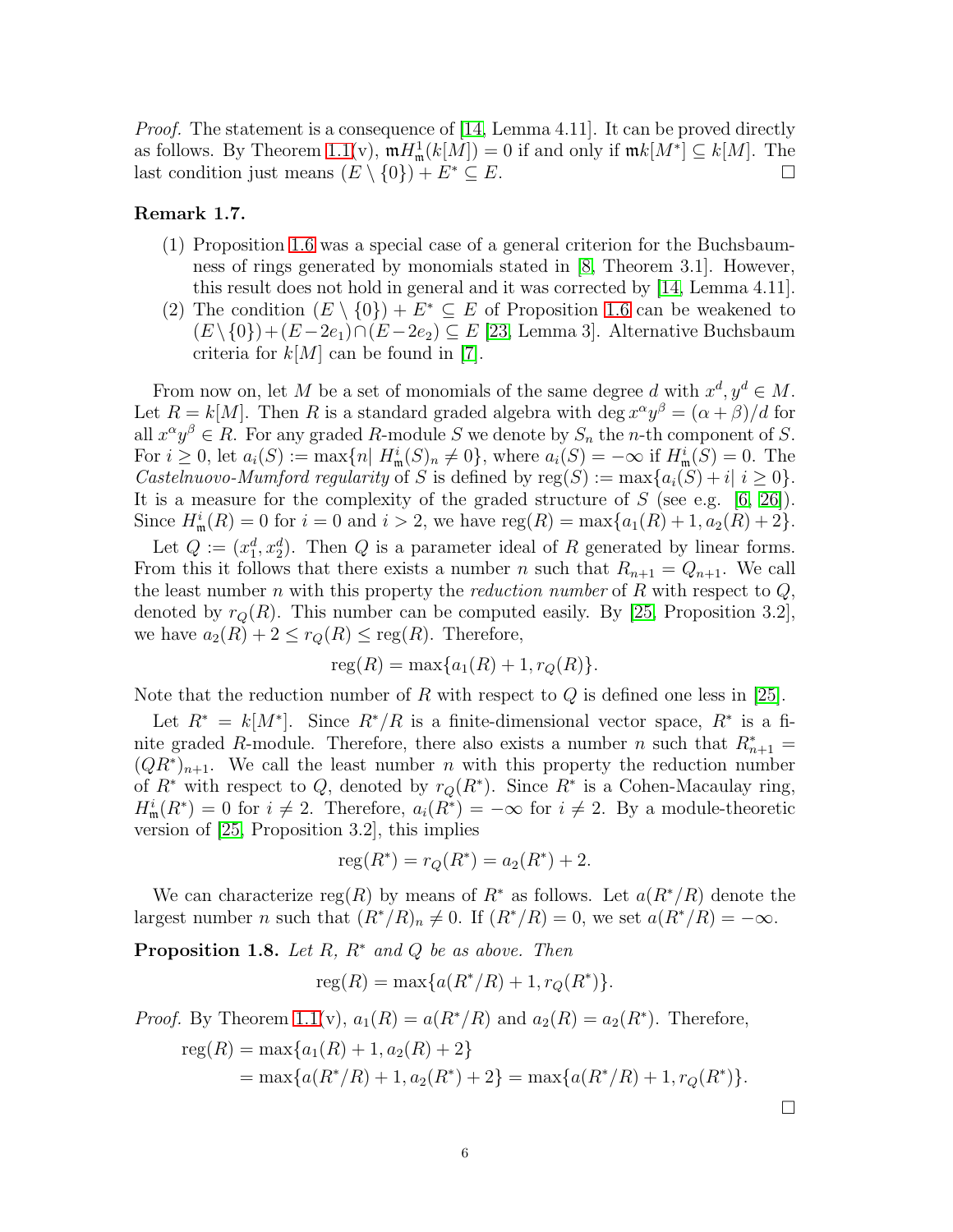*Proof.* The statement is a consequence of [14, Lemma 4.11]. It can be proved directly as follows. By Theorem 1.1(v), $\mathfrak{m}H^1_{\mathfrak{m}}(k[M]) = 0$ if and only if $\mathfrak{m}k[M^*] \subseteq k[M]$. The last condition just means $(E \setminus \{0\}) + E^* \subseteq E$. $\square$

**Remark 1.7.**

1. Proposition 1.6 was a special case of a general criterion for the Buchsbaumness of rings generated by monomials stated in [8, Theorem 3.1]. However, this result does not hold in general and it was corrected by [14, Lemma 4.11].
2. The condition $(E \setminus \{0\}) + E^* \subseteq E$ of Proposition 1.6 can be weakened to $(E \setminus \{0\}) + (E - 2e_1) \cap (E - 2e_2) \subseteq E$ [23, Lemma 3]. Alternative Buchsbaum criteria for $k[M]$ can be found in [7].

From now on, let $M$ be a set of monomials of the same degree $d$ with $x^d, y^d \in M$. Let $R = k[M]$. Then $R$ is a standard graded algebra with $\deg x^\alpha y^\beta = (\alpha + \beta)/d$ for all $x^\alpha y^\beta \in R$. For any graded $R$-module $S$ we denote by $S_n$ the $n$-th component of $S$. For $i \geq 0$, let $a_i(S) := \max\{n |\ H^i_{\mathfrak{m}}(S)_n \neq 0\}$, where $a_i(S) = -\infty$ if $H^i_{\mathfrak{m}}(S) = 0$. The *Castelnuovo-Mumford regularity* of $S$ is defined by $\operatorname{reg}(S) := \max\{a_i(S) + i |\ i \geq 0\}$. It is a measure for the complexity of the graded structure of $S$ (see e.g. [6, 26]). Since $H^i_{\mathfrak{m}}(R) = 0$ for $i = 0$ and $i > 2$, we have $\operatorname{reg}(R) = \max\{a_1(R) + 1, a_2(R) + 2\}$.

Let $Q := (x_1^d, x_2^d)$. Then $Q$ is a parameter ideal of $R$ generated by linear forms. From this it follows that there exists a number $n$ such that $R_{n+1} = Q_{n+1}$. We call the least number $n$ with this property the *reduction number* of $R$ with respect to $Q$, denoted by $r_Q(R)$. This number can be computed easily. By [25, Proposition 3.2], we have $a_2(R) + 2 \leq r_Q(R) \leq \operatorname{reg}(R)$. Therefore,

$$\operatorname{reg}(R) = \max\{a_1(R) + 1, r_Q(R)\}.$$

Note that the reduction number of $R$ with respect to $Q$ is defined one less in [25].

Let $R^* = k[M^*]$. Since $R^*/R$ is a finite-dimensional vector space, $R^*$ is a finite graded $R$-module. Therefore, there also exists a number $n$ such that $R^*_{n+1} = (QR^*)_{n+1}$. We call the least number $n$ with this property the reduction number of $R^*$ with respect to $Q$, denoted by $r_Q(R^*)$. Since $R^*$ is a Cohen-Macaulay ring, $H^i_{\mathfrak{m}}(R^*) = 0$ for $i \neq 2$. Therefore, $a_i(R^*) = -\infty$ for $i \neq 2$. By a module-theoretic version of [25, Proposition 3.2], this implies

$$\operatorname{reg}(R^*) = r_Q(R^*) = a_2(R^*) + 2.$$

We can characterize $\operatorname{reg}(R)$ by means of $R^*$ as follows. Let $a(R^*/R)$ denote the largest number $n$ such that $(R^*/R)_n \neq 0$. If $(R^*/R) = 0$, we set $a(R^*/R) = -\infty$.

**Proposition 1.8.** *Let $R$, $R^*$ and $Q$ be as above. Then*

$$\operatorname{reg}(R) = \max\{a(R^*/R) + 1, r_Q(R^*)\}.$$

*Proof.* By Theorem 1.1(v), $a_1(R) = a(R^*/R)$ and $a_2(R) = a_2(R^*)$. Therefore,

$$\begin{aligned}
\operatorname{reg}(R) &= \max\{a_1(R) + 1, a_2(R) + 2\} \\
&= \max\{a(R^*/R) + 1, a_2(R^*) + 2\} = \max\{a(R^*/R) + 1, r_Q(R^*)\}.
\end{aligned}$$

$\square$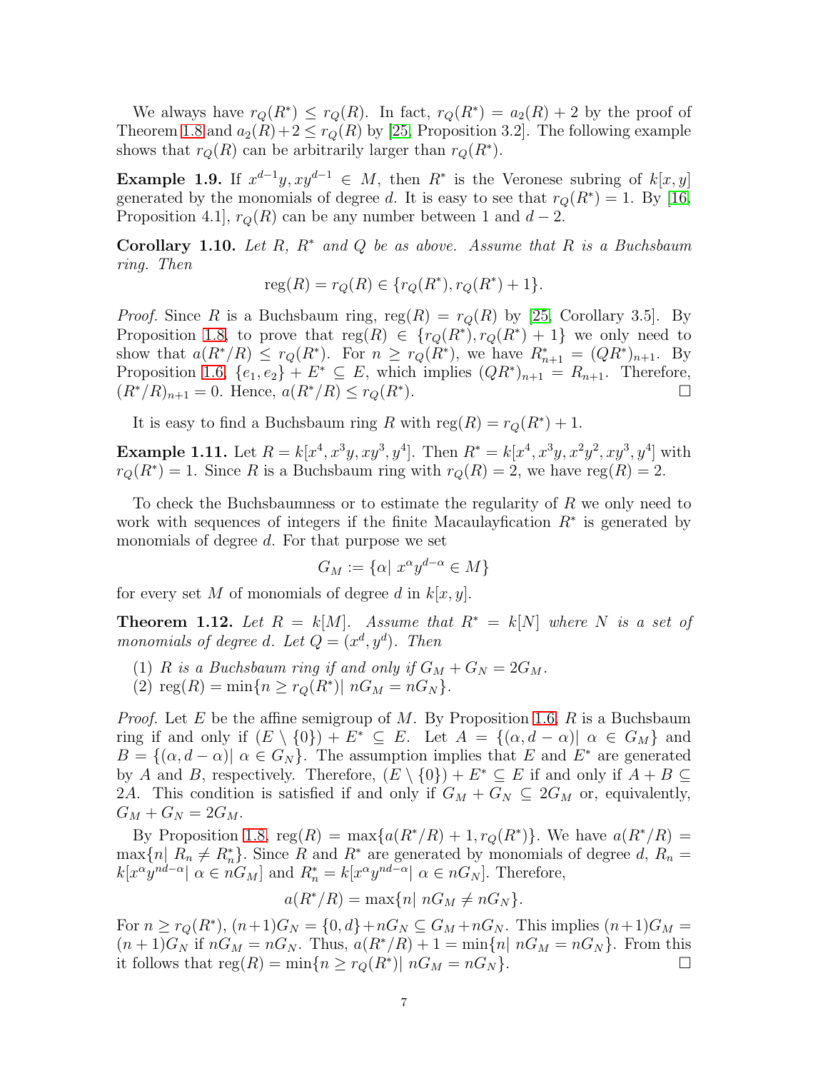We always have $r_Q(R^*) \le r_Q(R)$. In fact, $r_Q(R^*) = a_2(R) + 2$ by the proof of Theorem 1.8 and $a_2(R)+2 \le r_Q(R)$ by [25, Proposition 3.2]. The following example shows that $r_Q(R)$ can be arbitrarily larger than $r_Q(R^*)$.

**Example 1.9.** If $x^{d-1}y, xy^{d-1} \in M$, then $R^*$ is the Veronese subring of $k[x,y]$ generated by the monomials of degree $d$. It is easy to see that $r_Q(R^*) = 1$. By [16, Proposition 4.1], $r_Q(R)$ can be any number between 1 and $d-2$.

**Corollary 1.10.** *Let $R$, $R^*$ and $Q$ be as above. Assume that $R$ is a Buchsbaum ring. Then*

$$\operatorname{reg}(R) = r_Q(R) \in \{r_Q(R^*), r_Q(R^*)+1\}.$$

*Proof.* Since $R$ is a Buchsbaum ring, $\operatorname{reg}(R) = r_Q(R)$ by [25, Corollary 3.5]. By Proposition 1.8, to prove that $\operatorname{reg}(R) \in \{r_Q(R^*), r_Q(R^*)+1\}$ we only need to show that $a(R^*/R) \le r_Q(R^*)$. For $n \ge r_Q(R^*)$, we have $R^*_{n+1} = (QR^*)_{n+1}$. By Proposition 1.6, $\{e_1, e_2\} + E^* \subseteq E$, which implies $(QR^*)_{n+1} = R_{n+1}$. Therefore, $(R^*/R)_{n+1} = 0$. Hence, $a(R^*/R) \le r_Q(R^*)$. $\square$

It is easy to find a Buchsbaum ring $R$ with $\operatorname{reg}(R) = r_Q(R^*)+1$.

**Example 1.11.** Let $R = k[x^4, x^3y, xy^3, y^4]$. Then $R^* = k[x^4, x^3y, x^2y^2, xy^3, y^4]$ with $r_Q(R^*) = 1$. Since $R$ is a Buchsbaum ring with $r_Q(R) = 2$, we have $\operatorname{reg}(R) = 2$.

To check the Buchsbaumness or to estimate the regularity of $R$ we only need to work with sequences of integers if the finite Macaulayfication $R^*$ is generated by monomials of degree $d$. For that purpose we set

$$G_M := \{\alpha |\ x^\alpha y^{d-\alpha} \in M\}$$

for every set $M$ of monomials of degree $d$ in $k[x,y]$.

**Theorem 1.12.** *Let $R = k[M]$. Assume that $R^* = k[N]$ where $N$ is a set of monomials of degree $d$. Let $Q = (x^d, y^d)$. Then*

1. *$R$ is a Buchsbaum ring if and only if $G_M + G_N = 2G_M$.*
2. *$\operatorname{reg}(R) = \min\{n \ge r_Q(R^*) |\ nG_M = nG_N\}$.*

*Proof.* Let $E$ be the affine semigroup of $M$. By Proposition 1.6, $R$ is a Buchsbaum ring if and only if $(E \setminus \{0\}) + E^* \subseteq E$. Let $A = \{(\alpha, d-\alpha) |\ \alpha \in G_M\}$ and $B = \{(\alpha, d-\alpha) |\ \alpha \in G_N\}$. The assumption implies that $E$ and $E^*$ are generated by $A$ and $B$, respectively. Therefore, $(E \setminus \{0\}) + E^* \subseteq E$ if and only if $A + B \subseteq 2A$. This condition is satisfied if and only if $G_M + G_N \subseteq 2G_M$ or, equivalently, $G_M + G_N = 2G_M$.

By Proposition 1.8, $\operatorname{reg}(R) = \max\{a(R^*/R)+1, r_Q(R^*)\}$. We have $a(R^*/R) = \max\{n |\ R_n \ne R^*_n\}$. Since $R$ and $R^*$ are generated by monomials of degree $d$, $R_n = k[x^\alpha y^{nd-\alpha} |\ \alpha \in nG_M]$ and $R^*_n = k[x^\alpha y^{nd-\alpha} |\ \alpha \in nG_N]$. Therefore,

$$a(R^*/R) = \max\{n |\ nG_M \ne nG_N\}.$$

For $n \ge r_Q(R^*)$, $(n+1)G_N = \{0, d\} + nG_N \subseteq G_M + nG_N$. This implies $(n+1)G_M = (n+1)G_N$ if $nG_M = nG_N$. Thus, $a(R^*/R)+1 = \min\{n |\ nG_M = nG_N\}$. From this it follows that $\operatorname{reg}(R) = \min\{n \ge r_Q(R^*) |\ nG_M = nG_N\}$. $\square$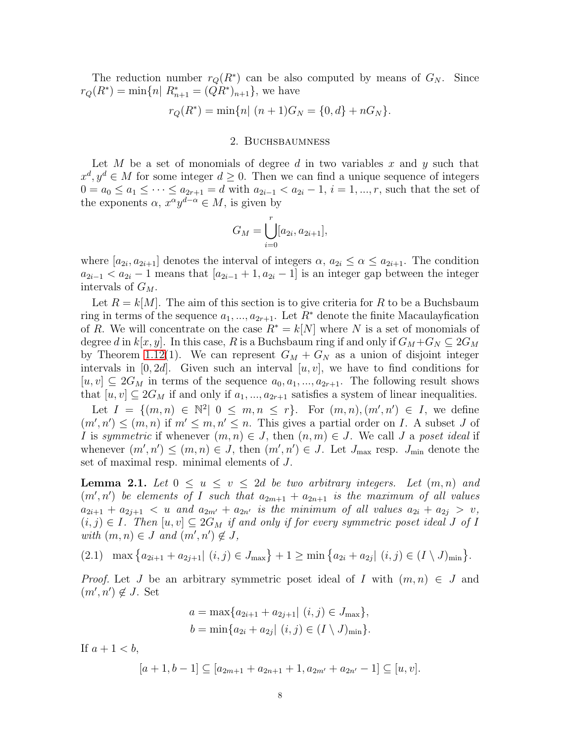The reduction number $r_Q(R^*)$ can be also computed by means of $G_N$. Since $r_Q(R^*) = \min\{n|\ R^*_{n+1} = (QR^*)_{n+1}\}$, we have

$$r_Q(R^*) = \min\{n|\ (n+1)G_N = \{0, d\} + nG_N\}.$$

## 2. Buchsbaumness

Let $M$ be a set of monomials of degree $d$ in two variables $x$ and $y$ such that $x^d, y^d \in M$ for some integer $d \geq 0$. Then we can find a unique sequence of integers $0 = a_0 \leq a_1 \leq \cdots \leq a_{2r+1} = d$ with $a_{2i-1} < a_{2i} - 1$, $i = 1, ..., r$, such that the set of the exponents $\alpha$, $x^\alpha y^{d-\alpha} \in M$, is given by

$$G_M = \bigcup_{i=0}^{r} [a_{2i}, a_{2i+1}],$$

where $[a_{2i}, a_{2i+1}]$ denotes the interval of integers $\alpha$, $a_{2i} \leq \alpha \leq a_{2i+1}$. The condition $a_{2i-1} < a_{2i} - 1$ means that $[a_{2i-1} + 1, a_{2i} - 1]$ is an integer gap between the integer intervals of $G_M$.

Let $R = k[M]$. The aim of this section is to give criteria for $R$ to be a Buchsbaum ring in terms of the sequence $a_1, ..., a_{2r+1}$. Let $R^*$ denote the finite Macaulayfication of $R$. We will concentrate on the case $R^* = k[N]$ where $N$ is a set of monomials of degree $d$ in $k[x, y]$. In this case, $R$ is a Buchsbaum ring if and only if $G_M + G_N \subseteq 2G_M$ by Theorem 1.12(1). We can represent $G_M + G_N$ as a union of disjoint integer intervals in $[0, 2d]$. Given such an interval $[u, v]$, we have to find conditions for $[u, v] \subseteq 2G_M$ in terms of the sequence $a_0, a_1, ..., a_{2r+1}$. The following result shows that $[u, v] \subseteq 2G_M$ if and only if $a_1, ..., a_{2r+1}$ satisfies a system of linear inequalities.

Let $I = \{(m, n) \in \mathbb{N}^2|\ 0 \leq m, n \leq r\}$. For $(m, n), (m', n') \in I$, we define $(m', n') \leq (m, n)$ if $m' \leq m, n' \leq n$. This gives a partial order on $I$. A subset $J$ of $I$ is *symmetric* if whenever $(m, n) \in J$, then $(n, m) \in J$. We call $J$ a *poset ideal* if whenever $(m', n') \leq (m, n) \in J$, then $(m', n') \in J$. Let $J_{\max}$ resp. $J_{\min}$ denote the set of maximal resp. minimal elements of $J$.

**Lemma 2.1.** *Let $0 \leq u \leq v \leq 2d$ be two arbitrary integers. Let $(m, n)$ and $(m', n')$ be elements of $I$ such that $a_{2m+1} + a_{2n+1}$ is the maximum of all values $a_{2i+1} + a_{2j+1} < u$ and $a_{2m'} + a_{2n'}$ is the minimum of all values $a_{2i} + a_{2j} > v$, $(i, j) \in I$. Then $[u, v] \subseteq 2G_M$ if and only if for every symmetric poset ideal $J$ of $I$ with $(m, n) \in J$ and $(m', n') \notin J$,*

$$\max\big\{a_{2i+1} + a_{2j+1}|\ (i, j) \in J_{\max}\big\} + 1 \geq \min\big\{a_{2i} + a_{2j}|\ (i, j) \in (I \setminus J)_{\min}\big\}. \tag{2.1}$$

*Proof.* Let $J$ be an arbitrary symmetric poset ideal of $I$ with $(m, n) \in J$ and $(m', n') \notin J$. Set

$$a = \max\{a_{2i+1} + a_{2j+1}|\ (i, j) \in J_{\max}\},$$
$$b = \min\{a_{2i} + a_{2j}|\ (i, j) \in (I \setminus J)_{\min}\}.$$

If $a + 1 < b$,

$$[a + 1, b - 1] \subseteq [a_{2m+1} + a_{2n+1} + 1, a_{2m'} + a_{2n'} - 1] \subseteq [u, v].$$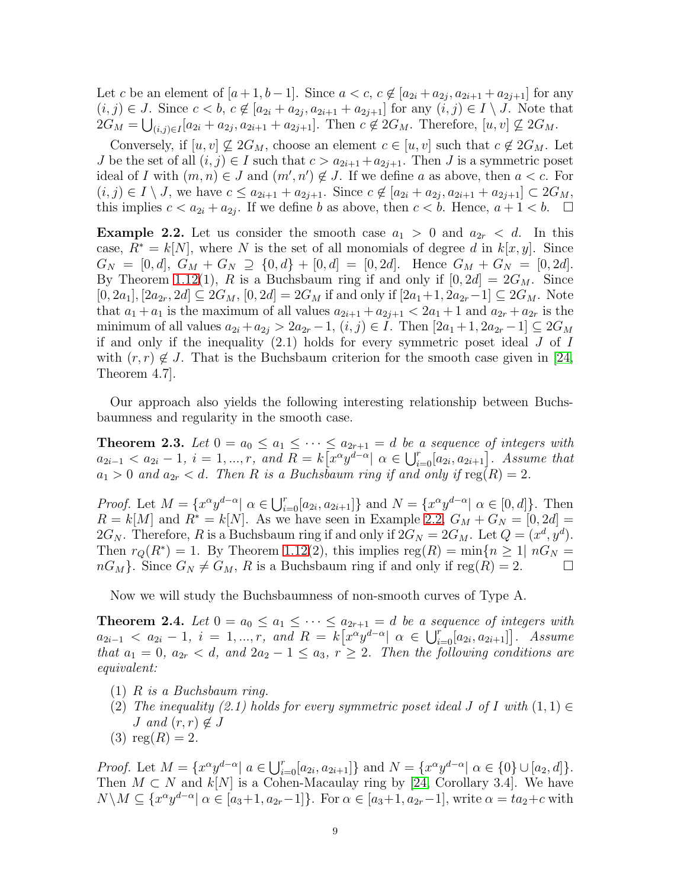Let $c$ be an element of $[a+1, b-1]$. Since $a < c$, $c \notin [a_{2i}+a_{2j}, a_{2i+1}+a_{2j+1}]$ for any $(i,j) \in J$. Since $c < b$, $c \notin [a_{2i}+a_{2j}, a_{2i+1}+a_{2j+1}]$ for any $(i,j) \in I \setminus J$. Note that $2G_M = \bigcup_{(i,j)\in I}[a_{2i}+a_{2j}, a_{2i+1}+a_{2j+1}]$. Then $c \notin 2G_M$. Therefore, $[u,v] \nsubseteq 2G_M$.

Conversely, if $[u,v] \nsubseteq 2G_M$, choose an element $c \in [u,v]$ such that $c \notin 2G_M$. Let $J$ be the set of all $(i,j) \in I$ such that $c > a_{2i+1}+a_{2j+1}$. Then $J$ is a symmetric poset ideal of $I$ with $(m,n) \in J$ and $(m',n') \notin J$. If we define $a$ as above, then $a < c$. For $(i,j) \in I \setminus J$, we have $c \le a_{2i+1}+a_{2j+1}$. Since $c \notin [a_{2i}+a_{2j}, a_{2i+1}+a_{2j+1}] \subset 2G_M$, this implies $c < a_{2i}+a_{2j}$. If we define $b$ as above, then $c < b$. Hence, $a+1 < b$. $\square$

**Example 2.2.** Let us consider the smooth case $a_1 > 0$ and $a_{2r} < d$. In this case, $R^* = k[N]$, where $N$ is the set of all monomials of degree $d$ in $k[x,y]$. Since $G_N = [0,d]$, $G_M + G_N \supseteq \{0,d\} + [0,d] = [0,2d]$. Hence $G_M + G_N = [0,2d]$. By Theorem 1.12(1), $R$ is a Buchsbaum ring if and only if $[0,2d] = 2G_M$. Since $[0,2a_1], [2a_{2r}, 2d] \subseteq 2G_M$, $[0,2d] = 2G_M$ if and only if $[2a_1+1, 2a_{2r}-1] \subseteq 2G_M$. Note that $a_1+a_1$ is the maximum of all values $a_{2i+1}+a_{2j+1} < 2a_1+1$ and $a_{2r}+a_{2r}$ is the minimum of all values $a_{2i}+a_{2j} > 2a_{2r}-1$, $(i,j) \in I$. Then $[2a_1+1, 2a_{2r}-1] \subseteq 2G_M$ if and only if the inequality (2.1) holds for every symmetric poset ideal $J$ of $I$ with $(r,r) \notin J$. That is the Buchsbaum criterion for the smooth case given in [24, Theorem 4.7].

Our approach also yields the following interesting relationship between Buchsbaumness and regularity in the smooth case.

**Theorem 2.3.** *Let $0 = a_0 \le a_1 \le \cdots \le a_{2r+1} = d$ be a sequence of integers with $a_{2i-1} < a_{2i} - 1$, $i = 1, ..., r$, and $R = k\big[x^\alpha y^{d-\alpha} |\ \alpha \in \bigcup_{i=0}^r [a_{2i}, a_{2i+1}]\big]$. Assume that $a_1 > 0$ and $a_{2r} < d$. Then $R$ is a Buchsbaum ring if and only if $\operatorname{reg}(R) = 2$.*

*Proof.* Let $M = \{x^\alpha y^{d-\alpha} |\ \alpha \in \bigcup_{i=0}^r [a_{2i}, a_{2i+1}]\}$ and $N = \{x^\alpha y^{d-\alpha} |\ \alpha \in [0,d]\}$. Then $R = k[M]$ and $R^* = k[N]$. As we have seen in Example 2.2, $G_M + G_N = [0,2d] = 2G_N$. Therefore, $R$ is a Buchsbaum ring if and only if $2G_N = 2G_M$. Let $Q = (x^d, y^d)$. Then $r_Q(R^*) = 1$. By Theorem 1.12(2), this implies $\operatorname{reg}(R) = \min\{n \ge 1 |\ nG_N = nG_M\}$. Since $G_N \ne G_M$, $R$ is a Buchsbaum ring if and only if $\operatorname{reg}(R) = 2$. $\square$

Now we will study the Buchsbaumness of non-smooth curves of Type A.

**Theorem 2.4.** *Let $0 = a_0 \le a_1 \le \cdots \le a_{2r+1} = d$ be a sequence of integers with $a_{2i-1} < a_{2i} - 1$, $i = 1, ..., r$, and $R = k\big[x^\alpha y^{d-\alpha} |\ \alpha \in \bigcup_{i=0}^r [a_{2i}, a_{2i+1}]\big]$. Assume that $a_1 = 0$, $a_{2r} < d$, and $2a_2 - 1 \le a_3$, $r \ge 2$. Then the following conditions are equivalent:*

1. *$R$ is a Buchsbaum ring.*
2. *The inequality (2.1) holds for every symmetric poset ideal $J$ of $I$ with $(1,1) \in J$ and $(r,r) \notin J$*
3. *$\operatorname{reg}(R) = 2$.*

*Proof.* Let $M = \{x^\alpha y^{d-\alpha} |\ a \in \bigcup_{i=0}^r [a_{2i}, a_{2i+1}]\}$ and $N = \{x^\alpha y^{d-\alpha} |\ \alpha \in \{0\} \cup [a_2, d]\}$. Then $M \subset N$ and $k[N]$ is a Cohen-Macaulay ring by [24, Corollary 3.4]. We have $N \setminus M \subseteq \{x^\alpha y^{d-\alpha} |\ \alpha \in [a_3+1, a_{2r}-1]\}$. For $\alpha \in [a_3+1, a_{2r}-1]$, write $\alpha = ta_2 + c$ with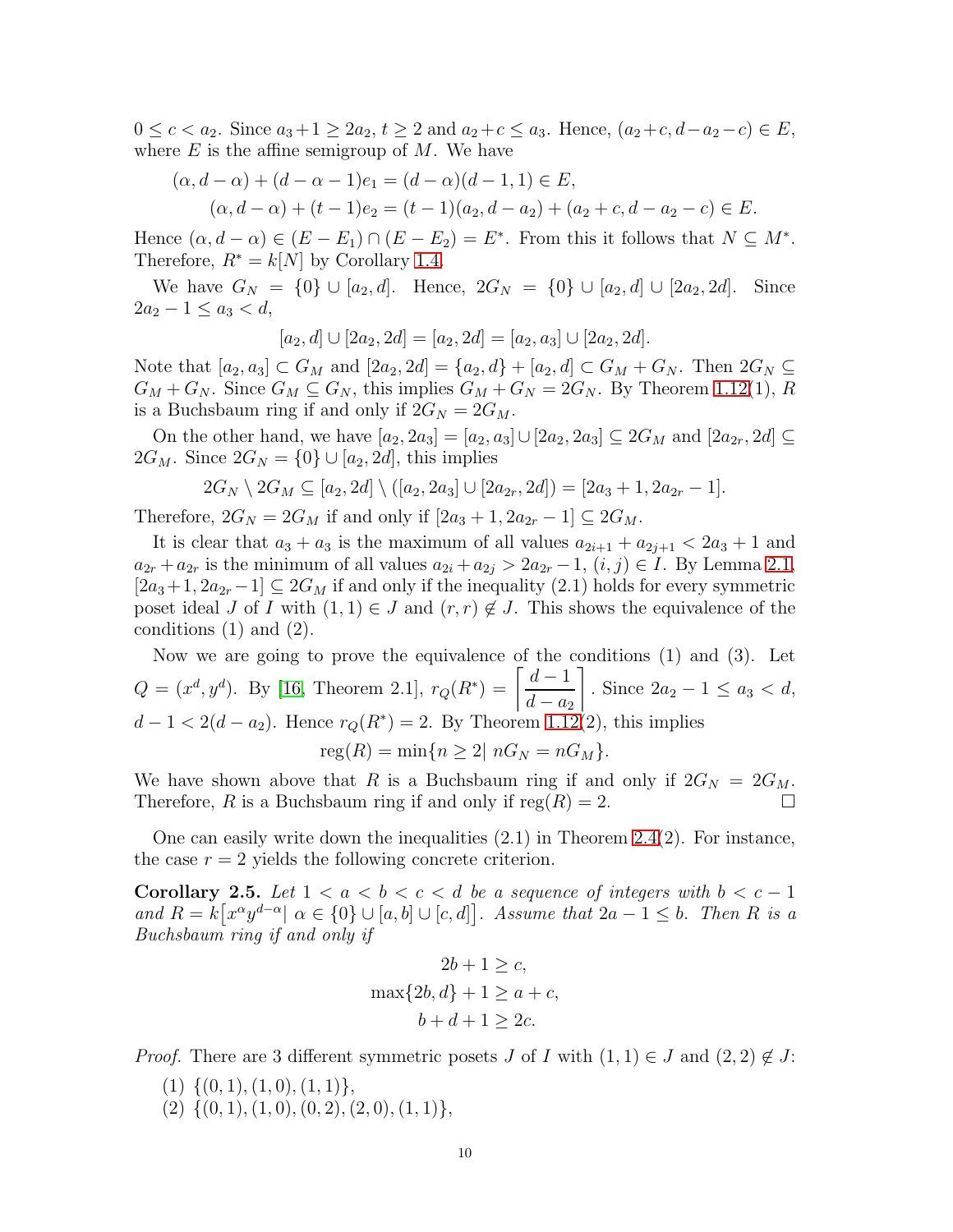$0 \le c < a_2$. Since $a_3+1 \ge 2a_2$, $t \ge 2$ and $a_2+c \le a_3$. Hence, $(a_2+c, d-a_2-c) \in E$, where $E$ is the affine semigroup of $M$. We have

$$(\alpha, d-\alpha) + (d-\alpha-1)e_1 = (d-\alpha)(d-1,1) \in E,$$
$$(\alpha, d-\alpha) + (t-1)e_2 = (t-1)(a_2, d-a_2) + (a_2+c, d-a_2-c) \in E.$$

Hence $(\alpha, d-\alpha) \in (E-E_1) \cap (E-E_2) = E^*$. From this it follows that $N \subseteq M^*$. Therefore, $R^* = k[N]$ by Corollary 1.4.

We have $G_N = \{0\} \cup [a_2, d]$. Hence, $2G_N = \{0\} \cup [a_2, d] \cup [2a_2, 2d]$. Since $2a_2 - 1 \le a_3 < d$,

$$[a_2, d] \cup [2a_2, 2d] = [a_2, 2d] = [a_2, a_3] \cup [2a_2, 2d].$$

Note that $[a_2, a_3] \subset G_M$ and $[2a_2, 2d] = \{a_2, d\} + [a_2, d] \subset G_M + G_N$. Then $2G_N \subseteq G_M + G_N$. Since $G_M \subseteq G_N$, this implies $G_M + G_N = 2G_N$. By Theorem 1.12(1), $R$ is a Buchsbaum ring if and only if $2G_N = 2G_M$.

On the other hand, we have $[a_2, 2a_3] = [a_2, a_3] \cup [2a_2, 2a_3] \subseteq 2G_M$ and $[2a_{2r}, 2d] \subseteq 2G_M$. Since $2G_N = \{0\} \cup [a_2, 2d]$, this implies

$$2G_N \setminus 2G_M \subseteq [a_2, 2d] \setminus ([a_2, 2a_3] \cup [2a_{2r}, 2d]) = [2a_3+1, 2a_{2r}-1].$$

Therefore, $2G_N = 2G_M$ if and only if $[2a_3+1, 2a_{2r}-1] \subseteq 2G_M$.

It is clear that $a_3 + a_3$ is the maximum of all values $a_{2i+1} + a_{2j+1} < 2a_3 + 1$ and $a_{2r} + a_{2r}$ is the minimum of all values $a_{2i} + a_{2j} > 2a_{2r} - 1$, $(i,j) \in I$. By Lemma 2.1, $[2a_3+1, 2a_{2r}-1] \subseteq 2G_M$ if and only if the inequality (2.1) holds for every symmetric poset ideal $J$ of $I$ with $(1,1) \in J$ and $(r,r) \notin J$. This shows the equivalence of the conditions (1) and (2).

Now we are going to prove the equivalence of the conditions (1) and (3). Let $Q = (x^d, y^d)$. By [16, Theorem 2.1], $r_Q(R^*) = \left\lceil \dfrac{d-1}{d-a_2} \right\rceil$. Since $2a_2 - 1 \le a_3 < d$, $d - 1 < 2(d-a_2)$. Hence $r_Q(R^*) = 2$. By Theorem 1.12(2), this implies

$$\operatorname{reg}(R) = \min\{n \ge 2 |\ nG_N = nG_M\}.$$

We have shown above that $R$ is a Buchsbaum ring if and only if $2G_N = 2G_M$. Therefore, $R$ is a Buchsbaum ring if and only if $\operatorname{reg}(R) = 2$. $\square$

One can easily write down the inequalities (2.1) in Theorem 2.4(2). For instance, the case $r = 2$ yields the following concrete criterion.

**Corollary 2.5.** *Let $1 < a < b < c < d$ be a sequence of integers with $b < c-1$ and $R = k\big[x^\alpha y^{d-\alpha} |\ \alpha \in \{0\} \cup [a,b] \cup [c,d]\big]$. Assume that $2a - 1 \le b$. Then $R$ is a Buchsbaum ring if and only if*

$$2b + 1 \ge c,$$
$$\max\{2b, d\} + 1 \ge a + c,$$
$$b + d + 1 \ge 2c.$$

*Proof.* There are 3 different symmetric posets $J$ of $I$ with $(1,1) \in J$ and $(2,2) \notin J$:

(1) $\{(0,1), (1,0), (1,1)\}$,
(2) $\{(0,1), (1,0), (0,2), (2,0), (1,1)\}$,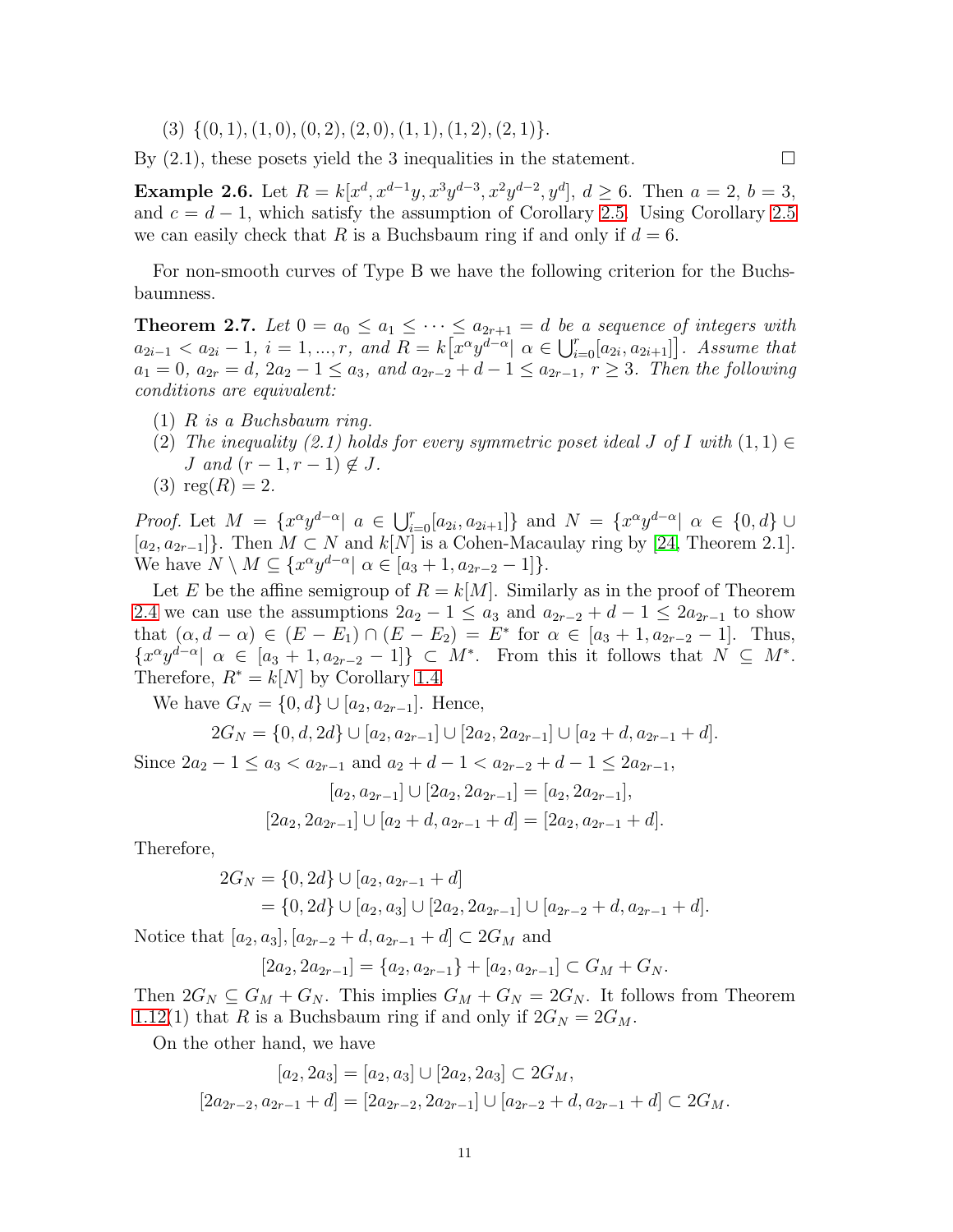(3) $\{(0,1),(1,0),(0,2),(2,0),(1,1),(1,2),(2,1)\}$.

By (2.1), these posets yield the 3 inequalities in the statement. $\square$

**Example 2.6.** Let $R = k[x^d, x^{d-1}y, x^3y^{d-3}, x^2y^{d-2}, y^d]$, $d \geq 6$. Then $a = 2$, $b = 3$, and $c = d-1$, which satisfy the assumption of Corollary 2.5. Using Corollary 2.5 we can easily check that $R$ is a Buchsbaum ring if and only if $d = 6$.

For non-smooth curves of Type B we have the following criterion for the Buchsbaumness.

**Theorem 2.7.** *Let $0 = a_0 \leq a_1 \leq \cdots \leq a_{2r+1} = d$ be a sequence of integers with $a_{2i-1} < a_{2i} - 1$, $i = 1, ..., r$, and $R = k\big[x^\alpha y^{d-\alpha} |\ \alpha \in \bigcup_{i=0}^r [a_{2i}, a_{2i+1}]\big]$. Assume that $a_1 = 0$, $a_{2r} = d$, $2a_2 - 1 \leq a_3$, and $a_{2r-2} + d - 1 \leq a_{2r-1}$, $r \geq 3$. Then the following conditions are equivalent:*

1. *$R$ is a Buchsbaum ring.*
2. *The inequality (2.1) holds for every symmetric poset ideal $J$ of $I$ with $(1,1) \in J$ and $(r-1, r-1) \notin J$.*
3. *$\operatorname{reg}(R) = 2$.*

*Proof.* Let $M = \{x^\alpha y^{d-\alpha} |\ a \in \bigcup_{i=0}^r [a_{2i}, a_{2i+1}]\}$ and $N = \{x^\alpha y^{d-\alpha} |\ \alpha \in \{0, d\} \cup [a_2, a_{2r-1}]\}$. Then $M \subset N$ and $k[N]$ is a Cohen-Macaulay ring by [24, Theorem 2.1]. We have $N \setminus M \subseteq \{x^\alpha y^{d-\alpha} |\ \alpha \in [a_3 + 1, a_{2r-2} - 1]\}$.

Let $E$ be the affine semigroup of $R = k[M]$. Similarly as in the proof of Theorem 2.4 we can use the assumptions $2a_2 - 1 \leq a_3$ and $a_{2r-2} + d - 1 \leq 2a_{2r-1}$ to show that $(\alpha, d - \alpha) \in (E - E_1) \cap (E - E_2) = E^*$ for $\alpha \in [a_3 + 1, a_{2r-2} - 1]$. Thus, $\{x^\alpha y^{d-\alpha} |\ \alpha \in [a_3 + 1, a_{2r-2} - 1]\} \subset M^*$. From this it follows that $N \subseteq M^*$. Therefore, $R^* = k[N]$ by Corollary 1.4.

We have $G_N = \{0, d\} \cup [a_2, a_{2r-1}]$. Hence,

$$2G_N = \{0, d, 2d\} \cup [a_2, a_{2r-1}] \cup [2a_2, 2a_{2r-1}] \cup [a_2 + d, a_{2r-1} + d].$$

Since $2a_2 - 1 \leq a_3 < a_{2r-1}$ and $a_2 + d - 1 < a_{2r-2} + d - 1 \leq 2a_{2r-1}$,

$$[a_2, a_{2r-1}] \cup [2a_2, 2a_{2r-1}] = [a_2, 2a_{2r-1}],$$
$$[2a_2, 2a_{2r-1}] \cup [a_2 + d, a_{2r-1} + d] = [2a_2, a_{2r-1} + d].$$

Therefore,

$$\begin{aligned} 2G_N &= \{0, 2d\} \cup [a_2, a_{2r-1} + d] \\ &= \{0, 2d\} \cup [a_2, a_3] \cup [2a_2, 2a_{2r-1}] \cup [a_{2r-2} + d, a_{2r-1} + d]. \end{aligned}$$

Notice that $[a_2, a_3], [a_{2r-2} + d, a_{2r-1} + d] \subset 2G_M$ and

$$[2a_2, 2a_{2r-1}] = \{a_2, a_{2r-1}\} + [a_2, a_{2r-1}] \subset G_M + G_N.$$

Then $2G_N \subseteq G_M + G_N$. This implies $G_M + G_N = 2G_N$. It follows from Theorem 1.12(1) that $R$ is a Buchsbaum ring if and only if $2G_N = 2G_M$.

On the other hand, we have

$$[a_2, 2a_3] = [a_2, a_3] \cup [2a_2, 2a_3] \subset 2G_M,$$
$$[2a_{2r-2}, a_{2r-1} + d] = [2a_{2r-2}, 2a_{2r-1}] \cup [a_{2r-2} + d, a_{2r-1} + d] \subset 2G_M.$$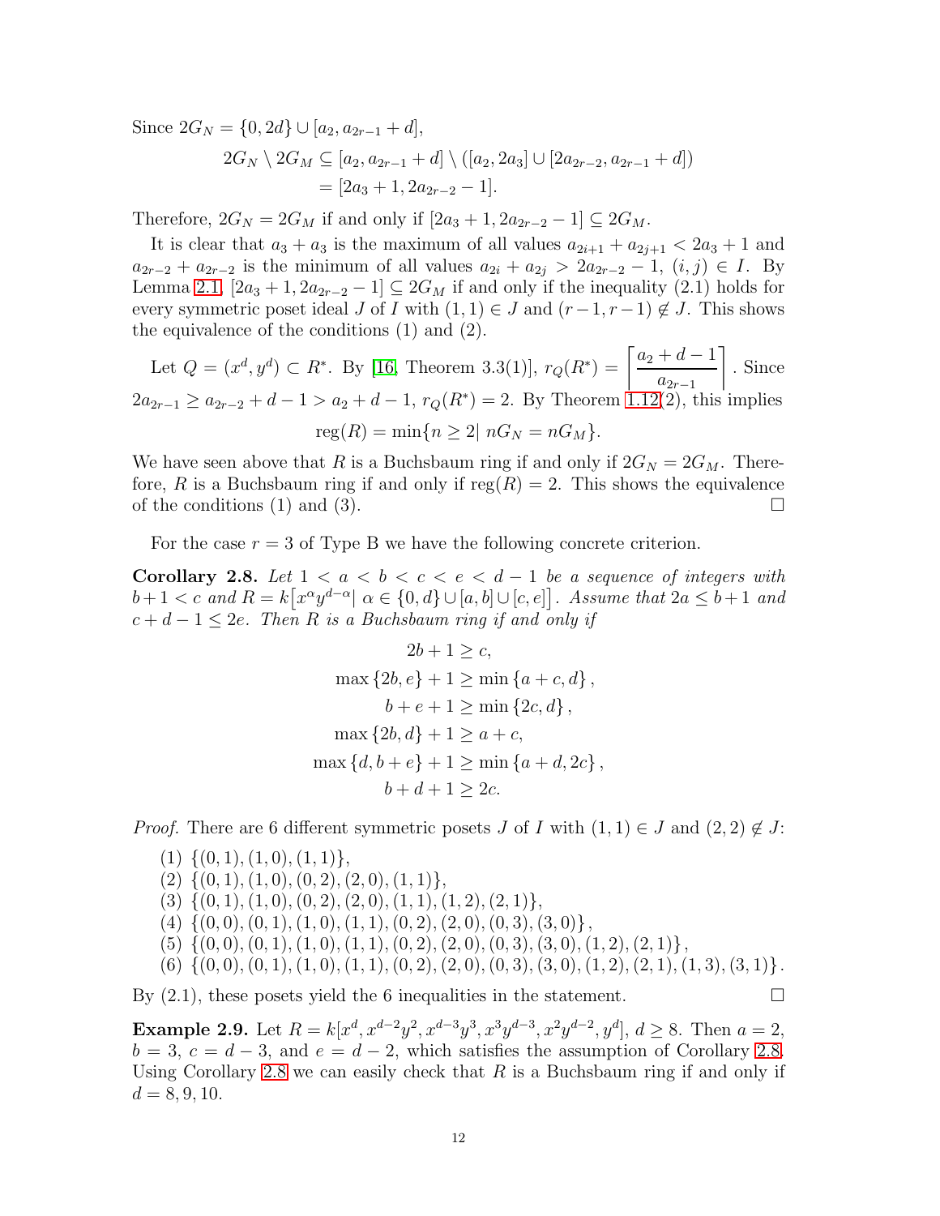Since $2G_N = \{0, 2d\} \cup [a_2, a_{2r-1} + d]$,

$$
\begin{aligned}
2G_N \setminus 2G_M &\subseteq [a_2, a_{2r-1} + d] \setminus ([a_2, 2a_3] \cup [2a_{2r-2}, a_{2r-1} + d]) \\
&= [2a_3 + 1, 2a_{2r-2} - 1].
\end{aligned}
$$

Therefore, $2G_N = 2G_M$ if and only if $[2a_3 + 1, 2a_{2r-2} - 1] \subseteq 2G_M$.

It is clear that $a_3 + a_3$ is the maximum of all values $a_{2i+1} + a_{2j+1} < 2a_3 + 1$ and $a_{2r-2} + a_{2r-2}$ is the minimum of all values $a_{2i} + a_{2j} > 2a_{2r-2} - 1$, $(i, j) \in I$. By Lemma 2.1, $[2a_3 + 1, 2a_{2r-2} - 1] \subseteq 2G_M$ if and only if the inequality (2.1) holds for every symmetric poset ideal $J$ of $I$ with $(1, 1) \in J$ and $(r-1, r-1) \notin J$. This shows the equivalence of the conditions (1) and (2).

Let $Q = (x^d, y^d) \subset R^*$. By [16, Theorem 3.3(1)], $r_Q(R^*) = \left\lceil \dfrac{a_2 + d - 1}{a_{2r-1}} \right\rceil$. Since $2a_{2r-1} \geq a_{2r-2} + d - 1 > a_2 + d - 1$, $r_Q(R^*) = 2$. By Theorem 1.12(2), this implies

$$\operatorname{reg}(R) = \min\{n \geq 2 \mid nG_N = nG_M\}.$$

We have seen above that $R$ is a Buchsbaum ring if and only if $2G_N = 2G_M$. Therefore, $R$ is a Buchsbaum ring if and only if $\operatorname{reg}(R) = 2$. This shows the equivalence of the conditions (1) and (3). $\square$

For the case $r = 3$ of Type B we have the following concrete criterion.

**Corollary 2.8.** *Let $1 < a < b < c < e < d - 1$ be a sequence of integers with $b + 1 < c$ and $R = k\big[x^\alpha y^{d-\alpha} \mid \alpha \in \{0, d\} \cup [a, b] \cup [c, e]\big]$. Assume that $2a \leq b + 1$ and $c + d - 1 \leq 2e$. Then $R$ is a Buchsbaum ring if and only if*

$$
\begin{aligned}
2b + 1 &\geq c, \\
\max\{2b, e\} + 1 &\geq \min\{a + c, d\}, \\
b + e + 1 &\geq \min\{2c, d\}, \\
\max\{2b, d\} + 1 &\geq a + c, \\
\max\{d, b + e\} + 1 &\geq \min\{a + d, 2c\}, \\
b + d + 1 &\geq 2c.
\end{aligned}
$$

*Proof.* There are 6 different symmetric posets $J$ of $I$ with $(1, 1) \in J$ and $(2, 2) \notin J$:

(1) $\{(0, 1), (1, 0), (1, 1)\}$,
(2) $\{(0, 1), (1, 0), (0, 2), (2, 0), (1, 1)\}$,
(3) $\{(0, 1), (1, 0), (0, 2), (2, 0), (1, 1), (1, 2), (2, 1)\}$,
(4) $\{(0, 0), (0, 1), (1, 0), (1, 1), (0, 2), (2, 0), (0, 3), (3, 0)\}$,
(5) $\{(0, 0), (0, 1), (1, 0), (1, 1), (0, 2), (2, 0), (0, 3), (3, 0), (1, 2), (2, 1)\}$,
(6) $\{(0, 0), (0, 1), (1, 0), (1, 1), (0, 2), (2, 0), (0, 3), (3, 0), (1, 2), (2, 1), (1, 3), (3, 1)\}$.

By (2.1), these posets yield the 6 inequalities in the statement. $\square$

**Example 2.9.** Let $R = k[x^d, x^{d-2}y^2, x^{d-3}y^3, x^3y^{d-3}, x^2y^{d-2}, y^d]$, $d \geq 8$. Then $a = 2$, $b = 3$, $c = d - 3$, and $e = d - 2$, which satisfies the assumption of Corollary 2.8. Using Corollary 2.8 we can easily check that $R$ is a Buchsbaum ring if and only if $d = 8, 9, 10$.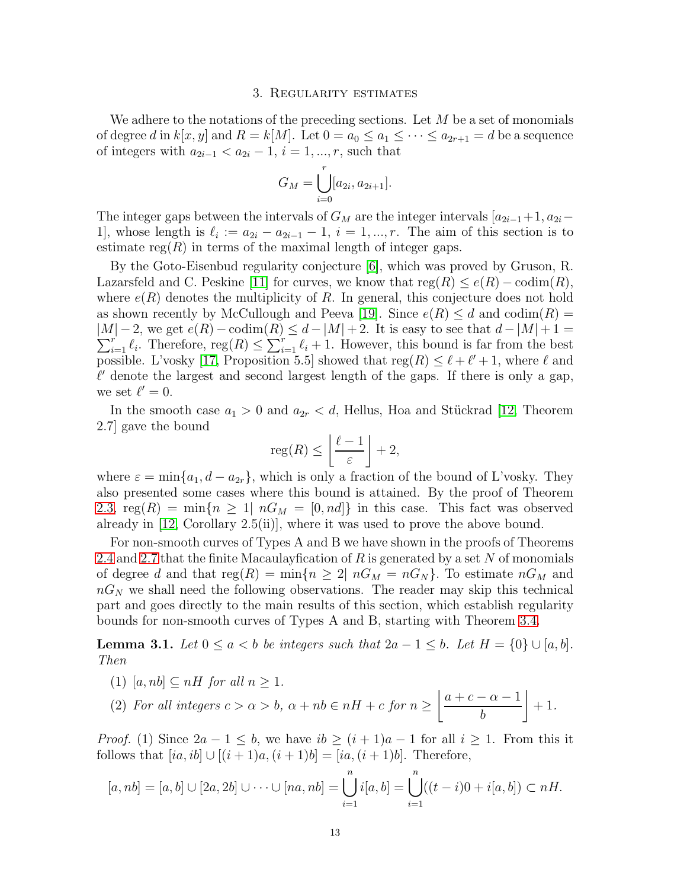## 3. Regularity estimates

We adhere to the notations of the preceding sections. Let $M$ be a set of monomials of degree $d$ in $k[x, y]$ and $R = k[M]$. Let $0 = a_0 \le a_1 \le \cdots \le a_{2r+1} = d$ be a sequence of integers with $a_{2i-1} < a_{2i} - 1$, $i = 1, ..., r$, such that

$$G_M = \bigcup_{i=0}^{r} [a_{2i}, a_{2i+1}].$$

The integer gaps between the intervals of $G_M$ are the integer intervals $[a_{2i-1}+1, a_{2i}-1]$, whose length is $\ell_i := a_{2i} - a_{2i-1} - 1$, $i = 1, ..., r$. The aim of this section is to estimate $\operatorname{reg}(R)$ in terms of the maximal length of integer gaps.

By the Goto-Eisenbud regularity conjecture [6], which was proved by Gruson, R. Lazarsfeld and C. Peskine [11] for curves, we know that $\operatorname{reg}(R) \le e(R) - \operatorname{codim}(R)$, where $e(R)$ denotes the multiplicity of $R$. In general, this conjecture does not hold as shown recently by McCullough and Peeva [19]. Since $e(R) \le d$ and $\operatorname{codim}(R) = |M| - 2$, we get $e(R) - \operatorname{codim}(R) \le d - |M| + 2$. It is easy to see that $d - |M| + 1 = \sum_{i=1}^{r} \ell_i$. Therefore, $\operatorname{reg}(R) \le \sum_{i=1}^{r} \ell_i + 1$. However, this bound is far from the best possible. L'vosky [17, Proposition 5.5] showed that $\operatorname{reg}(R) \le \ell + \ell' + 1$, where $\ell$ and $\ell'$ denote the largest and second largest length of the gaps. If there is only a gap, we set $\ell' = 0$.

In the smooth case $a_1 > 0$ and $a_{2r} < d$, Hellus, Hoa and Stückrad [12, Theorem 2.7] gave the bound

$$\operatorname{reg}(R) \le \left\lfloor \frac{\ell - 1}{\varepsilon} \right\rfloor + 2,$$

where $\varepsilon = \min\{a_1, d - a_{2r}\}$, which is only a fraction of the bound of L'vosky. They also presented some cases where this bound is attained. By the proof of Theorem 2.3, $\operatorname{reg}(R) = \min\{n \ge 1 |\ nG_M = [0, nd]\}$ in this case. This fact was observed already in [12, Corollary 2.5(ii)], where it was used to prove the above bound.

For non-smooth curves of Types A and B we have shown in the proofs of Theorems 2.4 and 2.7 that the finite Macaulayfication of $R$ is generated by a set $N$ of monomials of degree $d$ and that $\operatorname{reg}(R) = \min\{n \ge 2 |\ nG_M = nG_N\}$. To estimate $nG_M$ and $nG_N$ we shall need the following observations. The reader may skip this technical part and goes directly to the main results of this section, which establish regularity bounds for non-smooth curves of Types A and B, starting with Theorem 3.4.

**Lemma 3.1.** *Let $0 \le a < b$ be integers such that $2a - 1 \le b$. Let $H = \{0\} \cup [a, b]$. Then*

1. *$[a, nb] \subseteq nH$ for all $n \ge 1$.*
2. *For all integers $c > \alpha > b$, $\alpha + nb \in nH + c$ for $n \ge \left\lfloor \dfrac{a + c - \alpha - 1}{b} \right\rfloor + 1$.*

*Proof.* (1) Since $2a - 1 \le b$, we have $ib \ge (i + 1)a - 1$ for all $i \ge 1$. From this it follows that $[ia, ib] \cup [(i + 1)a, (i + 1)b] = [ia, (i + 1)b]$. Therefore,

$$[a, nb] = [a, b] \cup [2a, 2b] \cup \cdots \cup [na, nb] = \bigcup_{i=1}^{n} i[a, b] = \bigcup_{i=1}^{n} ((t - i)0 + i[a, b]) \subset nH.$$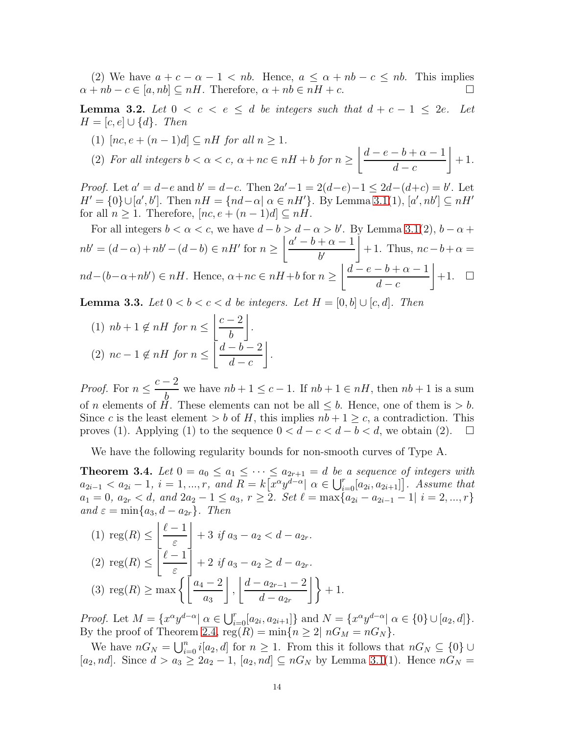(2) We have $a + c - \alpha - 1 < nb$. Hence, $a \leq \alpha + nb - c \leq nb$. This implies $\alpha + nb - c \in [a, nb] \subseteq nH$. Therefore, $\alpha + nb \in nH + c$. $\square$

**Lemma 3.2.** *Let $0 < c < e \leq d$ be integers such that $d + c - 1 \leq 2e$. Let $H = [c, e] \cup \{d\}$. Then*

(1) *$[nc, e + (n-1)d] \subseteq nH$ for all $n \geq 1$.*

(2) *For all integers $b < \alpha < c$, $\alpha + nc \in nH + b$ for $n \geq \left\lfloor \dfrac{d - e - b + \alpha - 1}{d - c} \right\rfloor + 1$.*

*Proof.* Let $a' = d - e$ and $b' = d - c$. Then $2a' - 1 = 2(d-e) - 1 \leq 2d - (d+c) = b'$. Let $H' = \{0\} \cup [a', b']$. Then $nH = \{nd - \alpha \mid \alpha \in nH'\}$. By Lemma 3.1(1), $[a', nb'] \subseteq nH'$ for all $n \geq 1$. Therefore, $[nc, e + (n-1)d] \subseteq nH$.

For all integers $b < \alpha < c$, we have $d - b > d - \alpha > b'$. By Lemma 3.1(2), $b - \alpha + nb' = (d - \alpha) + nb' - (d - b) \in nH'$ for $n \geq \left\lfloor \dfrac{a' - b + \alpha - 1}{b'} \right\rfloor + 1$. Thus, $nc - b + \alpha = nd - (b - \alpha + nb') \in nH$. Hence, $\alpha + nc \in nH + b$ for $n \geq \left\lfloor \dfrac{d - e - b + \alpha - 1}{d - c} \right\rfloor + 1$. $\square$

**Lemma 3.3.** *Let $0 < b < c < d$ be integers. Let $H = [0, b] \cup [c, d]$. Then*

(1) *$nb + 1 \notin nH$ for $n \leq \left\lfloor \dfrac{c-2}{b} \right\rfloor$.*

(2) *$nc - 1 \notin nH$ for $n \leq \left\lfloor \dfrac{d - b - 2}{d - c} \right\rfloor$.*

*Proof.* For $n \leq \dfrac{c-2}{b}$ we have $nb + 1 \leq c - 1$. If $nb + 1 \in nH$, then $nb + 1$ is a sum of $n$ elements of $H$. These elements can not be all $\leq b$. Hence, one of them is $> b$. Since $c$ is the least element $> b$ of $H$, this implies $nb + 1 \geq c$, a contradiction. This proves (1). Applying (1) to the sequence $0 < d - c < d - b < d$, we obtain (2). $\square$

We have the following regularity bounds for non-smooth curves of Type A.

**Theorem 3.4.** *Let $0 = a_0 \leq a_1 \leq \cdots \leq a_{2r+1} = d$ be a sequence of integers with $a_{2i-1} < a_{2i} - 1$, $i = 1, ..., r$, and $R = k\big[x^\alpha y^{d-\alpha} \mid \alpha \in \bigcup_{i=0}^r [a_{2i}, a_{2i+1}]\big]$. Assume that $a_1 = 0$, $a_{2r} < d$, and $2a_2 - 1 \leq a_3$, $r \geq 2$. Set $\ell = \max\{a_{2i} - a_{2i-1} - 1 \mid i = 2, ..., r\}$ and $\varepsilon = \min\{a_3, d - a_{2r}\}$. Then*

(1) *$\operatorname{reg}(R) \leq \left\lfloor \dfrac{\ell - 1}{\varepsilon} \right\rfloor + 3$ if $a_3 - a_2 < d - a_{2r}$.*

(2) *$\operatorname{reg}(R) \leq \left\lfloor \dfrac{\ell - 1}{\varepsilon} \right\rfloor + 2$ if $a_3 - a_2 \geq d - a_{2r}$.*

(3) *$\operatorname{reg}(R) \geq \max\left\{ \left\lfloor \dfrac{a_4 - 2}{a_3} \right\rfloor, \left\lfloor \dfrac{d - a_{2r-1} - 2}{d - a_{2r}} \right\rfloor \right\} + 1.$*

*Proof.* Let $M = \{x^\alpha y^{d-\alpha} \mid \alpha \in \bigcup_{i=0}^r [a_{2i}, a_{2i+1}]\}$ and $N = \{x^\alpha y^{d-\alpha} \mid \alpha \in \{0\} \cup [a_2, d]\}$. By the proof of Theorem 2.4, $\operatorname{reg}(R) = \min\{n \geq 2 \mid nG_M = nG_N\}$.

We have $nG_N = \bigcup_{i=0}^n i[a_2, d]$ for $n \geq 1$. From this it follows that $nG_N \subseteq \{0\} \cup [a_2, nd]$. Since $d > a_3 \geq 2a_2 - 1$, $[a_2, nd] \subseteq nG_N$ by Lemma 3.1(1). Hence $nG_N =$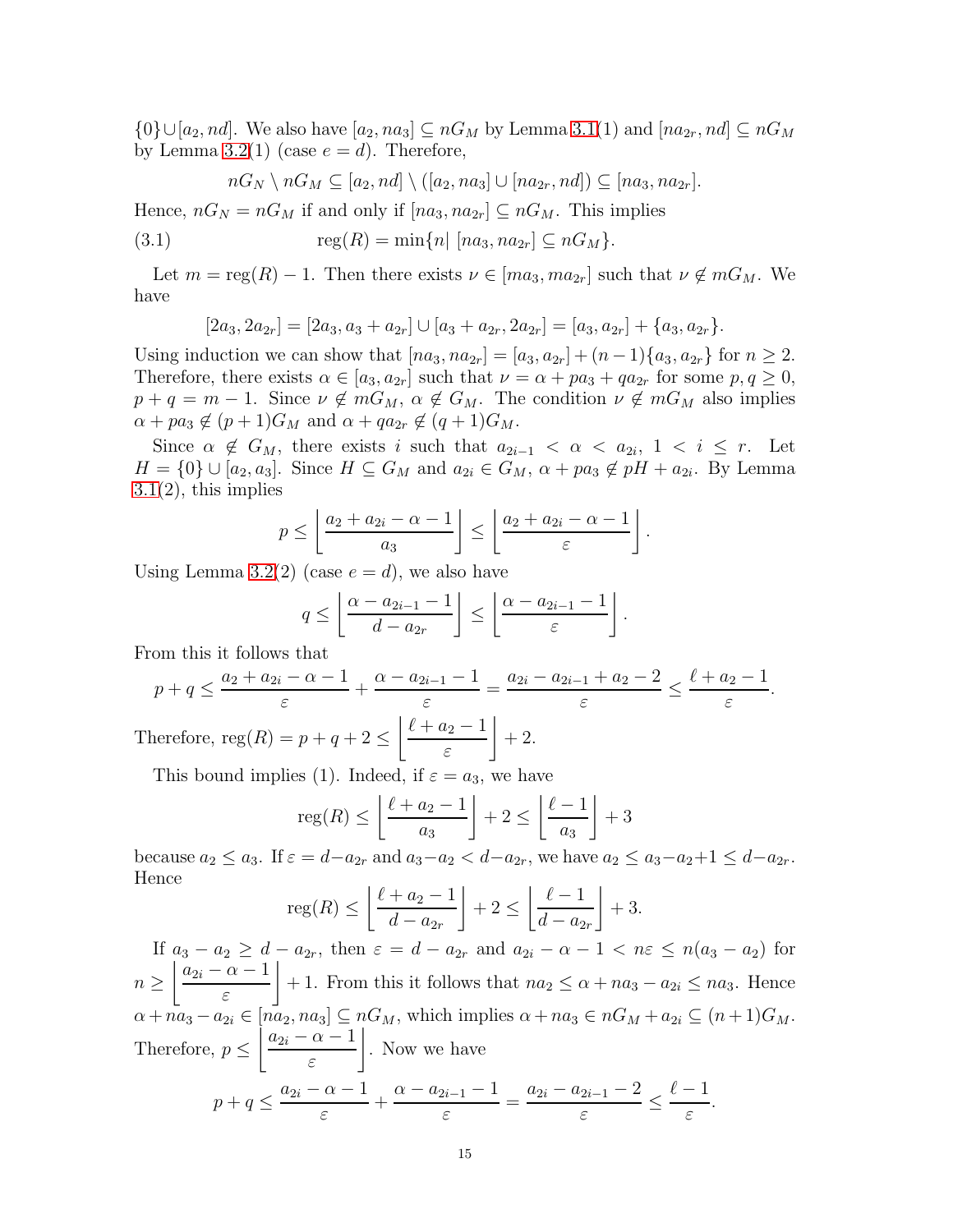$\{0\}\cup[a_2, nd]$. We also have $[a_2, na_3] \subseteq nG_M$ by Lemma 3.1(1) and $[na_{2r}, nd] \subseteq nG_M$ by Lemma 3.2(1) (case $e = d$). Therefore,

$$nG_N \setminus nG_M \subseteq [a_2, nd] \setminus ([a_2, na_3] \cup [na_{2r}, nd]) \subseteq [na_3, na_{2r}].$$

Hence, $nG_N = nG_M$ if and only if $[na_3, na_{2r}] \subseteq nG_M$. This implies

$$\operatorname{reg}(R) = \min\{n | \ [na_3, na_{2r}] \subseteq nG_M\}. \tag{3.1}$$

Let $m = \operatorname{reg}(R) - 1$. Then there exists $\nu \in [ma_3, ma_{2r}]$ such that $\nu \notin mG_M$. We have

$$[2a_3, 2a_{2r}] = [2a_3, a_3 + a_{2r}] \cup [a_3 + a_{2r}, 2a_{2r}] = [a_3, a_{2r}] + \{a_3, a_{2r}\}.$$

Using induction we can show that $[na_3, na_{2r}] = [a_3, a_{2r}] + (n-1)\{a_3, a_{2r}\}$ for $n \geq 2$. Therefore, there exists $\alpha \in [a_3, a_{2r}]$ such that $\nu = \alpha + pa_3 + qa_{2r}$ for some $p, q \geq 0$, $p + q = m - 1$. Since $\nu \notin mG_M$, $\alpha \notin G_M$. The condition $\nu \notin mG_M$ also implies $\alpha + pa_3 \notin (p+1)G_M$ and $\alpha + qa_{2r} \notin (q+1)G_M$.

Since $\alpha \notin G_M$, there exists $i$ such that $a_{2i-1} < \alpha < a_{2i}$, $1 < i \leq r$. Let $H = \{0\} \cup [a_2, a_3]$. Since $H \subseteq G_M$ and $a_{2i} \in G_M$, $\alpha + pa_3 \notin pH + a_{2i}$. By Lemma 3.1(2), this implies

$$p \leq \left\lfloor \frac{a_2 + a_{2i} - \alpha - 1}{a_3} \right\rfloor \leq \left\lfloor \frac{a_2 + a_{2i} - \alpha - 1}{\varepsilon} \right\rfloor.$$

Using Lemma 3.2(2) (case $e = d$), we also have

$$q \leq \left\lfloor \frac{\alpha - a_{2i-1} - 1}{d - a_{2r}} \right\rfloor \leq \left\lfloor \frac{\alpha - a_{2i-1} - 1}{\varepsilon} \right\rfloor.$$

From this it follows that

$$p + q \leq \frac{a_2 + a_{2i} - \alpha - 1}{\varepsilon} + \frac{\alpha - a_{2i-1} - 1}{\varepsilon} = \frac{a_{2i} - a_{2i-1} + a_2 - 2}{\varepsilon} \leq \frac{\ell + a_2 - 1}{\varepsilon}.$$

Therefore, $\operatorname{reg}(R) = p + q + 2 \leq \left\lfloor \dfrac{\ell + a_2 - 1}{\varepsilon} \right\rfloor + 2.$

This bound implies (1). Indeed, if $\varepsilon = a_3$, we have

$$\operatorname{reg}(R) \leq \left\lfloor \frac{\ell + a_2 - 1}{a_3} \right\rfloor + 2 \leq \left\lfloor \frac{\ell - 1}{a_3} \right\rfloor + 3$$

because $a_2 \leq a_3$. If $\varepsilon = d - a_{2r}$ and $a_3 - a_2 < d - a_{2r}$, we have $a_2 \leq a_3 - a_2 + 1 \leq d - a_{2r}$. Hence

$$\operatorname{reg}(R) \leq \left\lfloor \frac{\ell + a_2 - 1}{d - a_{2r}} \right\rfloor + 2 \leq \left\lfloor \frac{\ell - 1}{d - a_{2r}} \right\rfloor + 3.$$

If $a_3 - a_2 \geq d - a_{2r}$, then $\varepsilon = d - a_{2r}$ and $a_{2i} - \alpha - 1 < n\varepsilon \leq n(a_3 - a_2)$ for $n \geq \left\lfloor \dfrac{a_{2i} - \alpha - 1}{\varepsilon} \right\rfloor + 1$. From this it follows that $na_2 \leq \alpha + na_3 - a_{2i} \leq na_3$. Hence $\alpha + na_3 - a_{2i} \in [na_2, na_3] \subseteq nG_M$, which implies $\alpha + na_3 \in nG_M + a_{2i} \subseteq (n+1)G_M$. Therefore, $p \leq \left\lfloor \dfrac{a_{2i} - \alpha - 1}{\varepsilon} \right\rfloor$. Now we have

$$p + q \leq \frac{a_{2i} - \alpha - 1}{\varepsilon} + \frac{\alpha - a_{2i-1} - 1}{\varepsilon} = \frac{a_{2i} - a_{2i-1} - 2}{\varepsilon} \leq \frac{\ell - 1}{\varepsilon}.$$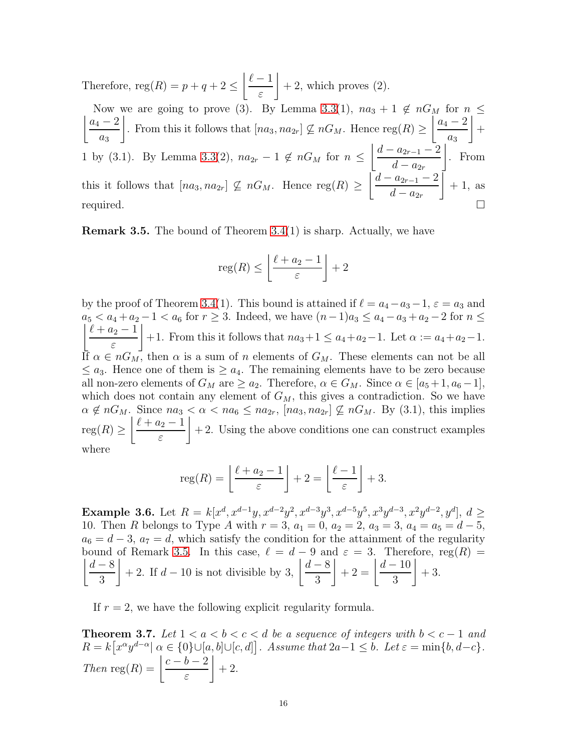Therefore, $\operatorname{reg}(R) = p + q + 2 \le \left\lfloor \dfrac{\ell - 1}{\varepsilon} \right\rfloor + 2$, which proves (2).

Now we are going to prove (3). By Lemma 3.3(1), $na_3 + 1 \notin nG_M$ for $n \le \left\lfloor \dfrac{a_4 - 2}{a_3} \right\rfloor$. From this it follows that $[na_3, na_{2r}] \not\subseteq nG_M$. Hence $\operatorname{reg}(R) \ge \left\lfloor \dfrac{a_4 - 2}{a_3} \right\rfloor + 1$ by (3.1). By Lemma 3.3(2), $na_{2r} - 1 \notin nG_M$ for $n \le \left\lfloor \dfrac{d - a_{2r-1} - 2}{d - a_{2r}} \right\rfloor$. From this it follows that $[na_3, na_{2r}] \not\subseteq nG_M$. Hence $\operatorname{reg}(R) \ge \left\lfloor \dfrac{d - a_{2r-1} - 2}{d - a_{2r}} \right\rfloor + 1$, as required. □

**Remark 3.5.** The bound of Theorem 3.4(1) is sharp. Actually, we have

$$\operatorname{reg}(R) \le \left\lfloor \frac{\ell + a_2 - 1}{\varepsilon} \right\rfloor + 2$$

by the proof of Theorem 3.4(1). This bound is attained if $\ell = a_4 - a_3 - 1$, $\varepsilon = a_3$ and $a_5 < a_4 + a_2 - 1 < a_6$ for $r \ge 3$. Indeed, we have $(n-1)a_3 \le a_4 - a_3 + a_2 - 2$ for $n \le \left\lfloor \dfrac{\ell + a_2 - 1}{\varepsilon} \right\rfloor + 1$. From this it follows that $na_3 + 1 \le a_4 + a_2 - 1$. Let $\alpha := a_4 + a_2 - 1$. If $\alpha \in nG_M$, then $\alpha$ is a sum of $n$ elements of $G_M$. These elements can not be all $\le a_3$. Hence one of them is $\ge a_4$. The remaining elements have to be zero because all non-zero elements of $G_M$ are $\ge a_2$. Therefore, $\alpha \in G_M$. Since $\alpha \in [a_5+1, a_6-1]$, which does not contain any element of $G_M$, this gives a contradiction. So we have $\alpha \notin nG_M$. Since $na_3 < \alpha < na_6 \le na_{2r}$, $[na_3, na_{2r}] \not\subseteq nG_M$. By (3.1), this implies $\operatorname{reg}(R) \ge \left\lfloor \dfrac{\ell + a_2 - 1}{\varepsilon} \right\rfloor + 2$. Using the above conditions one can construct examples where

$$\operatorname{reg}(R) = \left\lfloor \frac{\ell + a_2 - 1}{\varepsilon} \right\rfloor + 2 = \left\lfloor \frac{\ell - 1}{\varepsilon} \right\rfloor + 3.$$

**Example 3.6.** Let $R = k[x^d, x^{d-1}y, x^{d-2}y^2, x^{d-3}y^3, x^{d-5}y^5, x^3y^{d-3}, x^2y^{d-2}, y^d]$, $d \ge 10$. Then $R$ belongs to Type $A$ with $r = 3$, $a_1 = 0$, $a_2 = 2$, $a_3 = 3$, $a_4 = a_5 = d-5$, $a_6 = d-3$, $a_7 = d$, which satisfy the condition for the attainment of the regularity bound of Remark 3.5. In this case, $\ell = d - 9$ and $\varepsilon = 3$. Therefore, $\operatorname{reg}(R) = \left\lfloor \dfrac{d-8}{3} \right\rfloor + 2$. If $d - 10$ is not divisible by 3, $\left\lfloor \dfrac{d-8}{3} \right\rfloor + 2 = \left\lfloor \dfrac{d-10}{3} \right\rfloor + 3$.

If $r = 2$, we have the following explicit regularity formula.

**Theorem 3.7.** *Let $1 < a < b < c < d$ be a sequence of integers with $b < c - 1$ and $R = k\big[x^\alpha y^{d-\alpha} \mid \alpha \in \{0\} \cup [a,b] \cup [c,d]\big]$. Assume that $2a - 1 \le b$. Let $\varepsilon = \min\{b, d-c\}$. Then $\operatorname{reg}(R) = \left\lfloor \dfrac{c - b - 2}{\varepsilon} \right\rfloor + 2$.*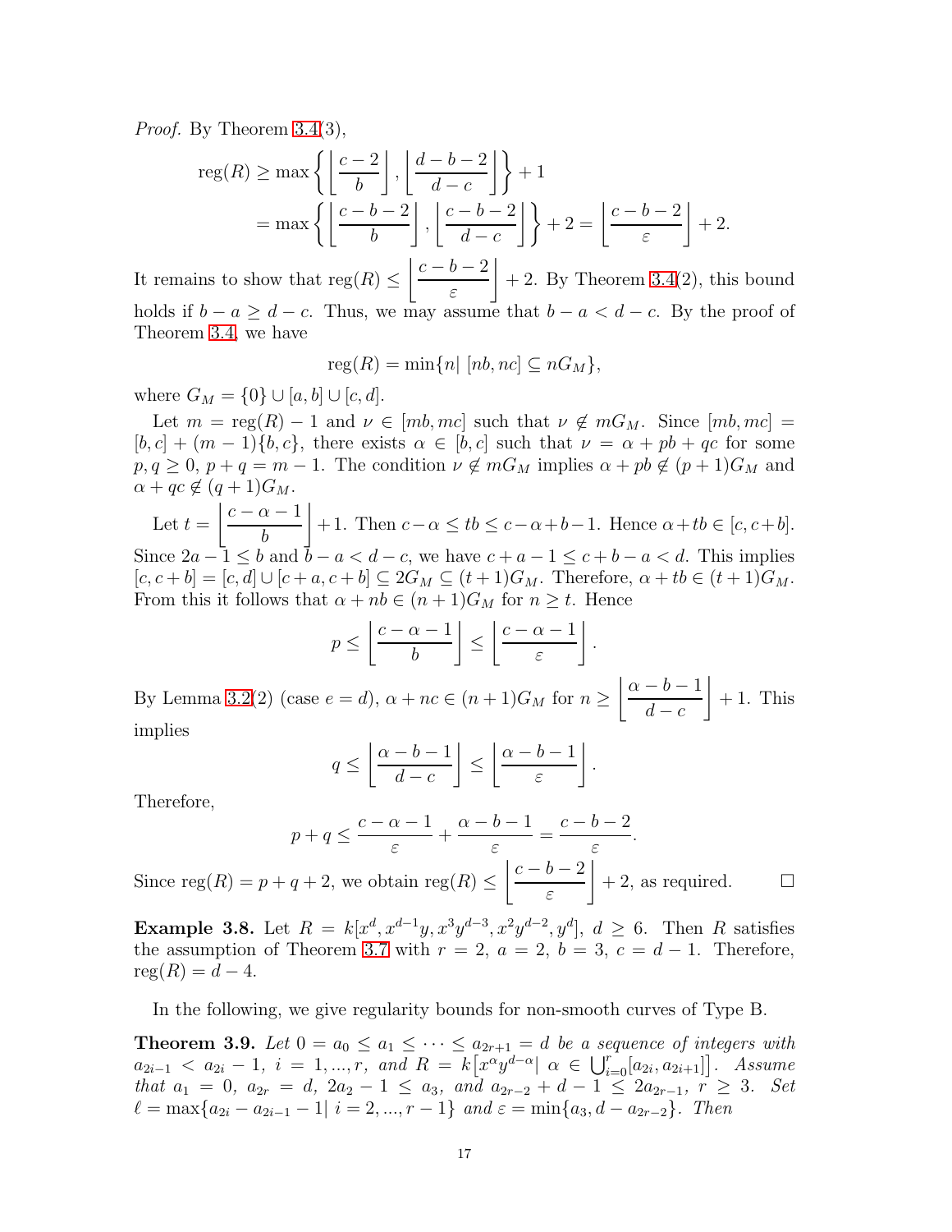*Proof.* By Theorem 3.4(3),

$$\begin{aligned}\operatorname{reg}(R) &\geq \max\left\{\left\lfloor\frac{c-2}{b}\right\rfloor, \left\lfloor\frac{d-b-2}{d-c}\right\rfloor\right\}+1\\ &= \max\left\{\left\lfloor\frac{c-b-2}{b}\right\rfloor, \left\lfloor\frac{c-b-2}{d-c}\right\rfloor\right\}+2 = \left\lfloor\frac{c-b-2}{\varepsilon}\right\rfloor+2.\end{aligned}$$

It remains to show that $\operatorname{reg}(R) \leq \left\lfloor\frac{c-b-2}{\varepsilon}\right\rfloor+2$. By Theorem 3.4(2), this bound holds if $b-a \geq d-c$. Thus, we may assume that $b-a < d-c$. By the proof of Theorem 3.4, we have

$$\operatorname{reg}(R) = \min\{n|\ [nb, nc] \subseteq nG_M\},$$

where $G_M = \{0\} \cup [a,b] \cup [c,d]$.

Let $m = \operatorname{reg}(R)-1$ and $\nu \in [mb, mc]$ such that $\nu \notin mG_M$. Since $[mb, mc] = [b,c] + (m-1)\{b,c\}$, there exists $\alpha \in [b,c]$ such that $\nu = \alpha + pb + qc$ for some $p, q \geq 0$, $p+q = m-1$. The condition $\nu \notin mG_M$ implies $\alpha + pb \notin (p+1)G_M$ and $\alpha + qc \notin (q+1)G_M$.

Let $t = \left\lfloor\frac{c-\alpha-1}{b}\right\rfloor+1$. Then $c-\alpha \leq tb \leq c-\alpha+b-1$. Hence $\alpha+tb \in [c, c+b]$. Since $2a-1 \leq b$ and $b-a < d-c$, we have $c+a-1 \leq c+b-a < d$. This implies $[c, c+b] = [c,d] \cup [c+a, c+b] \subseteq 2G_M \subseteq (t+1)G_M$. Therefore, $\alpha + tb \in (t+1)G_M$. From this it follows that $\alpha + nb \in (n+1)G_M$ for $n \geq t$. Hence

$$p \leq \left\lfloor\frac{c-\alpha-1}{b}\right\rfloor \leq \left\lfloor\frac{c-\alpha-1}{\varepsilon}\right\rfloor.$$

By Lemma 3.2(2) (case $e = d$), $\alpha + nc \in (n+1)G_M$ for $n \geq \left\lfloor\frac{\alpha-b-1}{d-c}\right\rfloor+1$. This implies

$$q \leq \left\lfloor\frac{\alpha-b-1}{d-c}\right\rfloor \leq \left\lfloor\frac{\alpha-b-1}{\varepsilon}\right\rfloor.$$

Therefore,

$$p+q \leq \frac{c-\alpha-1}{\varepsilon} + \frac{\alpha-b-1}{\varepsilon} = \frac{c-b-2}{\varepsilon}.$$

Since $\operatorname{reg}(R) = p+q+2$, we obtain $\operatorname{reg}(R) \leq \left\lfloor\frac{c-b-2}{\varepsilon}\right\rfloor+2$, as required. $\square$

**Example 3.8.** Let $R = k[x^d, x^{d-1}y, x^3y^{d-3}, x^2y^{d-2}, y^d]$, $d \geq 6$. Then $R$ satisfies the assumption of Theorem 3.7 with $r = 2$, $a = 2$, $b = 3$, $c = d-1$. Therefore, $\operatorname{reg}(R) = d-4$.

In the following, we give regularity bounds for non-smooth curves of Type B.

**Theorem 3.9.** *Let $0 = a_0 \leq a_1 \leq \cdots \leq a_{2r+1} = d$ be a sequence of integers with $a_{2i-1} < a_{2i}-1$, $i = 1, ..., r$, and $R = k\big[x^\alpha y^{d-\alpha}|\ \alpha \in \bigcup_{i=0}^r [a_{2i}, a_{2i+1}]\big]$. Assume that $a_1 = 0$, $a_{2r} = d$, $2a_2 - 1 \leq a_3$, and $a_{2r-2} + d - 1 \leq 2a_{2r-1}$, $r \geq 3$. Set $\ell = \max\{a_{2i} - a_{2i-1} - 1|\ i = 2, ..., r-1\}$ and $\varepsilon = \min\{a_3, d - a_{2r-2}\}$. Then*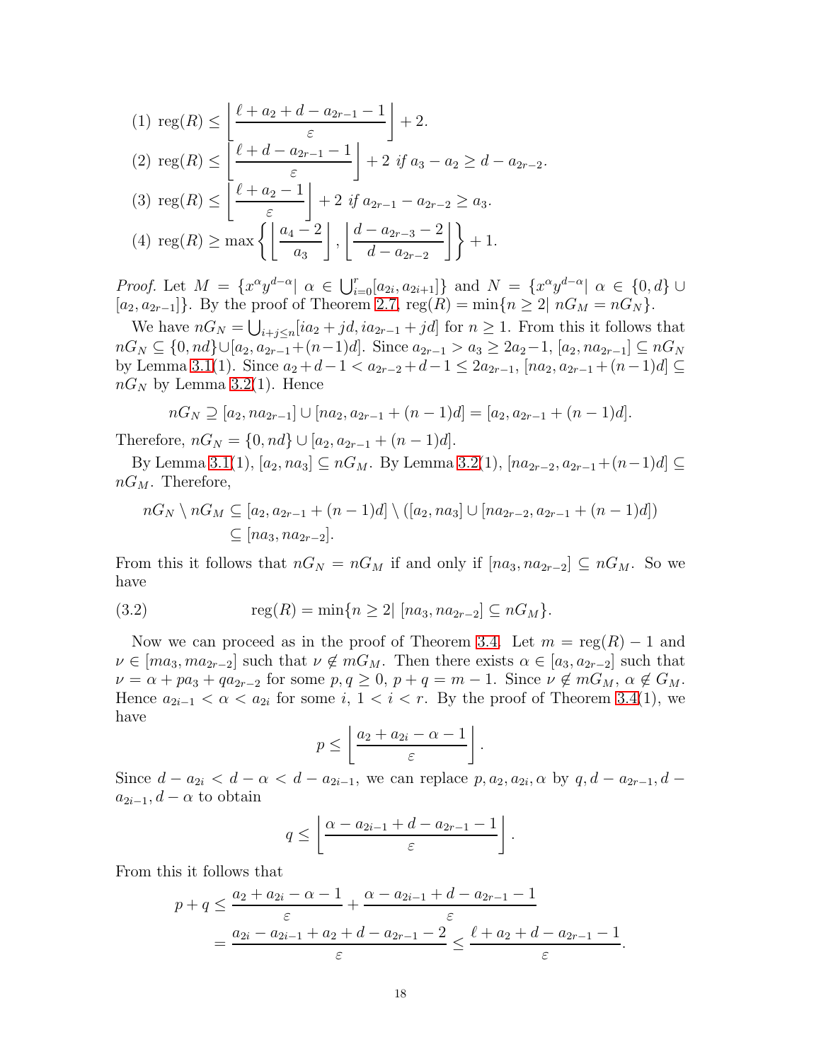(1) $\operatorname{reg}(R) \le \left\lfloor \dfrac{\ell + a_2 + d - a_{2r-1} - 1}{\varepsilon} \right\rfloor + 2.$

(2) $\operatorname{reg}(R) \le \left\lfloor \dfrac{\ell + d - a_{2r-1} - 1}{\varepsilon} \right\rfloor + 2$ *if* $a_3 - a_2 \ge d - a_{2r-2}$.

(3) $\operatorname{reg}(R) \le \left\lfloor \dfrac{\ell + a_2 - 1}{\varepsilon} \right\rfloor + 2$ *if* $a_{2r-1} - a_{2r-2} \ge a_3$.

(4) $\operatorname{reg}(R) \ge \max\left\{ \left\lfloor \dfrac{a_4 - 2}{a_3} \right\rfloor, \left\lfloor \dfrac{d - a_{2r-3} - 2}{d - a_{2r-2}} \right\rfloor \right\} + 1.$

*Proof.* Let $M = \{x^\alpha y^{d-\alpha} \mid \alpha \in \bigcup_{i=0}^{r}[a_{2i}, a_{2i+1}]\}$ and $N = \{x^\alpha y^{d-\alpha} \mid \alpha \in \{0, d\} \cup [a_2, a_{2r-1}]\}$. By the proof of Theorem 2.7, $\operatorname{reg}(R) = \min\{n \ge 2 \mid nG_M = nG_N\}$.

We have $nG_N = \bigcup_{i+j \le n}[ia_2 + jd, ia_{2r-1} + jd]$ for $n \ge 1$. From this it follows that $nG_N \subseteq \{0, nd\} \cup [a_2, a_{2r-1} + (n-1)d]$. Since $a_{2r-1} > a_3 \ge 2a_2 - 1$, $[a_2, na_{2r-1}] \subseteq nG_N$ by Lemma 3.1(1). Since $a_2 + d - 1 < a_{2r-2} + d - 1 \le 2a_{2r-1}$, $[na_2, a_{2r-1} + (n-1)d] \subseteq nG_N$ by Lemma 3.2(1). Hence

$$nG_N \supseteq [a_2, na_{2r-1}] \cup [na_2, a_{2r-1} + (n-1)d] = [a_2, a_{2r-1} + (n-1)d].$$

Therefore, $nG_N = \{0, nd\} \cup [a_2, a_{2r-1} + (n-1)d]$.

By Lemma 3.1(1), $[a_2, na_3] \subseteq nG_M$. By Lemma 3.2(1), $[na_{2r-2}, a_{2r-1} + (n-1)d] \subseteq nG_M$. Therefore,

$$\begin{aligned} nG_N \setminus nG_M &\subseteq [a_2, a_{2r-1} + (n-1)d] \setminus ([a_2, na_3] \cup [na_{2r-2}, a_{2r-1} + (n-1)d]) \\ &\subseteq [na_3, na_{2r-2}]. \end{aligned}$$

From this it follows that $nG_N = nG_M$ if and only if $[na_3, na_{2r-2}] \subseteq nG_M$. So we have

$$\operatorname{reg}(R) = \min\{n \ge 2 \mid [na_3, na_{2r-2}] \subseteq nG_M\}. \tag{3.2}$$

Now we can proceed as in the proof of Theorem 3.4. Let $m = \operatorname{reg}(R) - 1$ and $\nu \in [ma_3, ma_{2r-2}]$ such that $\nu \notin mG_M$. Then there exists $\alpha \in [a_3, a_{2r-2}]$ such that $\nu = \alpha + pa_3 + qa_{2r-2}$ for some $p, q \ge 0$, $p + q = m - 1$. Since $\nu \notin mG_M$, $\alpha \notin G_M$. Hence $a_{2i-1} < \alpha < a_{2i}$ for some $i$, $1 < i < r$. By the proof of Theorem 3.4(1), we have

$$p \le \left\lfloor \frac{a_2 + a_{2i} - \alpha - 1}{\varepsilon} \right\rfloor.$$

Since $d - a_{2i} < d - \alpha < d - a_{2i-1}$, we can replace $p, a_2, a_{2i}, \alpha$ by $q, d - a_{2r-1}, d - a_{2i-1}, d - \alpha$ to obtain

$$q \le \left\lfloor \frac{\alpha - a_{2i-1} + d - a_{2r-1} - 1}{\varepsilon} \right\rfloor.$$

From this it follows that

$$\begin{aligned} p + q &\le \frac{a_2 + a_{2i} - \alpha - 1}{\varepsilon} + \frac{\alpha - a_{2i-1} + d - a_{2r-1} - 1}{\varepsilon} \\ &= \frac{a_{2i} - a_{2i-1} + a_2 + d - a_{2r-1} - 2}{\varepsilon} \le \frac{\ell + a_2 + d - a_{2r-1} - 1}{\varepsilon}. \end{aligned}$$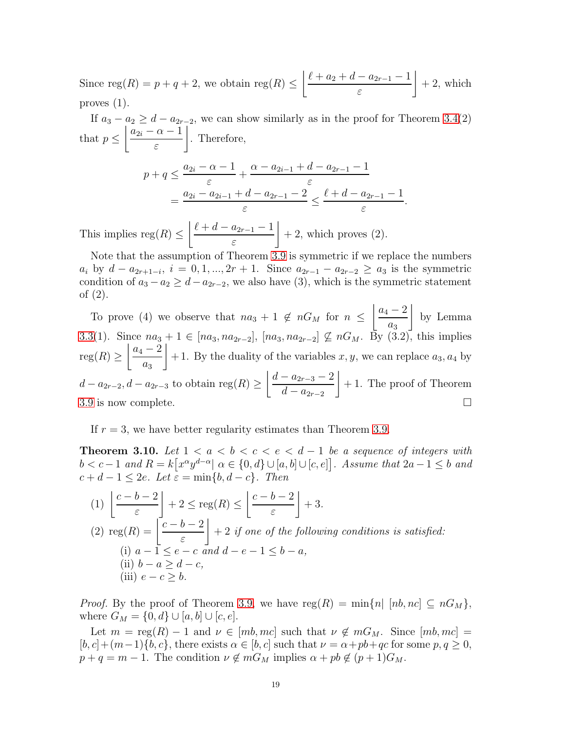Since $\operatorname{reg}(R) = p + q + 2$, we obtain $\operatorname{reg}(R) \leq \left\lfloor \dfrac{\ell + a_2 + d - a_{2r-1} - 1}{\varepsilon} \right\rfloor + 2$, which proves (1).

If $a_3 - a_2 \geq d - a_{2r-2}$, we can show similarly as in the proof for Theorem 3.4(2) that $p \leq \left\lfloor \dfrac{a_{2i} - \alpha - 1}{\varepsilon} \right\rfloor$. Therefore,

$$
\begin{aligned}
p + q &\leq \frac{a_{2i} - \alpha - 1}{\varepsilon} + \frac{\alpha - a_{2i-1} + d - a_{2r-1} - 1}{\varepsilon} \\
&= \frac{a_{2i} - a_{2i-1} + d - a_{2r-1} - 2}{\varepsilon} \leq \frac{\ell + d - a_{2r-1} - 1}{\varepsilon}.
\end{aligned}
$$

This implies $\operatorname{reg}(R) \leq \left\lfloor \dfrac{\ell + d - a_{2r-1} - 1}{\varepsilon} \right\rfloor + 2$, which proves (2).

Note that the assumption of Theorem 3.9 is symmetric if we replace the numbers $a_i$ by $d - a_{2r+1-i}$, $i = 0, 1, ..., 2r + 1$. Since $a_{2r-1} - a_{2r-2} \geq a_3$ is the symmetric condition of $a_3 - a_2 \geq d - a_{2r-2}$, we also have (3), which is the symmetric statement of (2).

To prove (4) we observe that $na_3 + 1 \notin nG_M$ for $n \leq \left\lfloor \dfrac{a_4 - 2}{a_3} \right\rfloor$ by Lemma 3.3(1). Since $na_3 + 1 \in [na_3, na_{2r-2}]$, $[na_3, na_{2r-2}] \not\subseteq nG_M$. By (3.2), this implies $\operatorname{reg}(R) \geq \left\lfloor \dfrac{a_4 - 2}{a_3} \right\rfloor + 1$. By the duality of the variables $x, y$, we can replace $a_3, a_4$ by $d - a_{2r-2}, d - a_{2r-3}$ to obtain $\operatorname{reg}(R) \geq \left\lfloor \dfrac{d - a_{2r-3} - 2}{d - a_{2r-2}} \right\rfloor + 1$. The proof of Theorem 3.9 is now complete. $\square$

If $r = 3$, we have better regularity estimates than Theorem 3.9.

**Theorem 3.10.** *Let $1 < a < b < c < e < d - 1$ be a sequence of integers with $b < c - 1$ and $R = k\big[x^\alpha y^{d-\alpha} \mid \alpha \in \{0, d\} \cup [a, b] \cup [c, e]\big]$. Assume that $2a - 1 \leq b$ and $c + d - 1 \leq 2e$. Let $\varepsilon = \min\{b, d - c\}$. Then*

(1) $\left\lfloor \dfrac{c - b - 2}{\varepsilon} \right\rfloor + 2 \leq \operatorname{reg}(R) \leq \left\lfloor \dfrac{c - b - 2}{\varepsilon} \right\rfloor + 3.$

(2) $\operatorname{reg}(R) = \left\lfloor \dfrac{c - b - 2}{\varepsilon} \right\rfloor + 2$ *if one of the following conditions is satisfied:*
   - (i) $a - 1 \leq e - c$ *and* $d - e - 1 \leq b - a$,
   - (ii) $b - a \geq d - c$,
   - (iii) $e - c \geq b$.

*Proof.* By the proof of Theorem 3.9, we have $\operatorname{reg}(R) = \min\{n \mid [nb, nc] \subseteq nG_M\}$, where $G_M = \{0, d\} \cup [a, b] \cup [c, e]$.

Let $m = \operatorname{reg}(R) - 1$ and $\nu \in [mb, mc]$ such that $\nu \notin mG_M$. Since $[mb, mc] = [b, c] + (m-1)\{b, c\}$, there exists $\alpha \in [b, c]$ such that $\nu = \alpha + pb + qc$ for some $p, q \geq 0$, $p + q = m - 1$. The condition $\nu \notin mG_M$ implies $\alpha + pb \notin (p + 1)G_M$.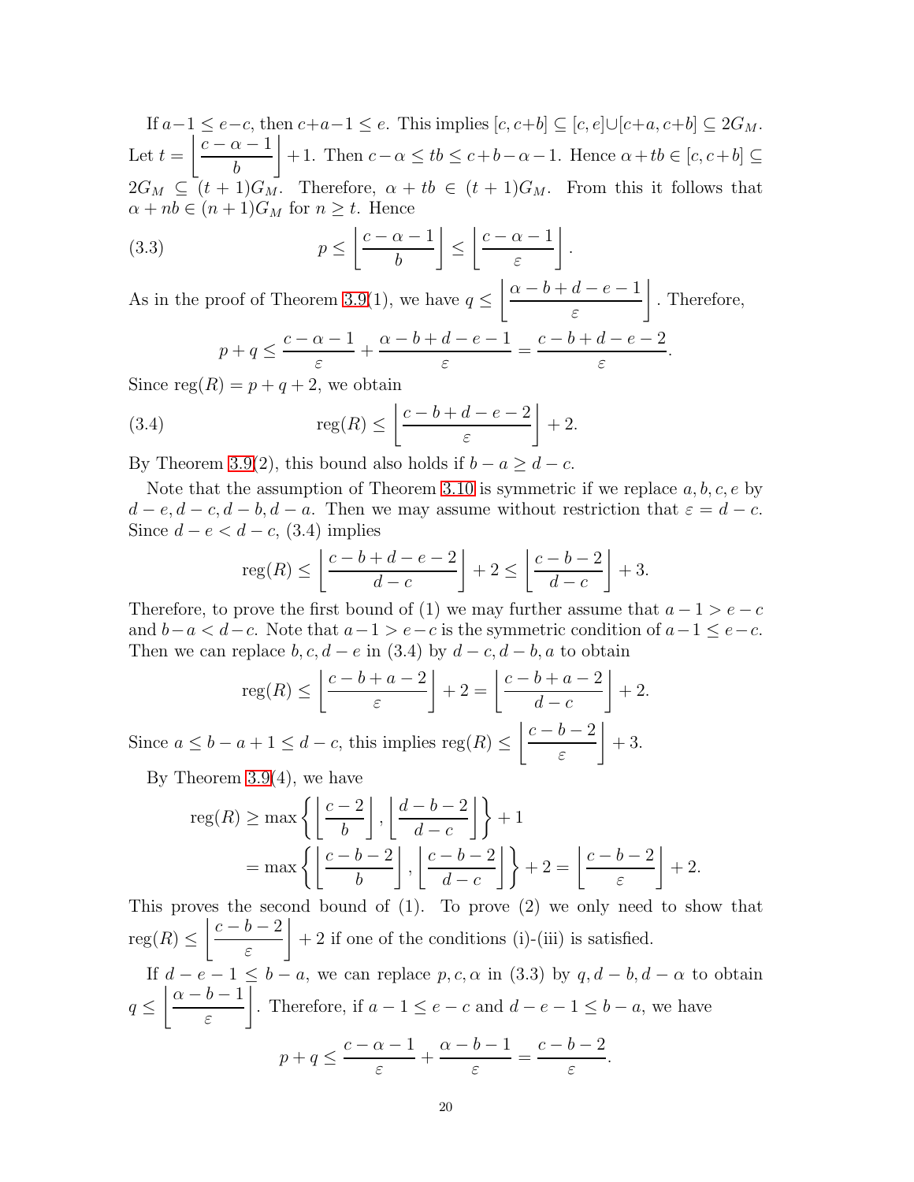If $a-1 \le e-c$, then $c+a-1 \le e$. This implies $[c, c+b] \subseteq [c, e] \cup [c+a, c+b] \subseteq 2G_M$. Let $t = \left\lfloor \frac{c-\alpha-1}{b} \right\rfloor + 1$. Then $c-\alpha \le tb \le c+b-\alpha-1$. Hence $\alpha + tb \in [c, c+b] \subseteq 2G_M \subseteq (t+1)G_M$. Therefore, $\alpha + tb \in (t+1)G_M$. From this it follows that $\alpha + nb \in (n+1)G_M$ for $n \ge t$. Hence

$$p \le \left\lfloor \frac{c-\alpha-1}{b} \right\rfloor \le \left\lfloor \frac{c-\alpha-1}{\varepsilon} \right\rfloor. \tag{3.3}$$

As in the proof of Theorem 3.9(1), we have $q \le \left\lfloor \frac{\alpha-b+d-e-1}{\varepsilon} \right\rfloor$. Therefore,

$$p+q \le \frac{c-\alpha-1}{\varepsilon} + \frac{\alpha-b+d-e-1}{\varepsilon} = \frac{c-b+d-e-2}{\varepsilon}.$$

Since $\operatorname{reg}(R) = p+q+2$, we obtain

$$\operatorname{reg}(R) \le \left\lfloor \frac{c-b+d-e-2}{\varepsilon} \right\rfloor + 2. \tag{3.4}$$

By Theorem 3.9(2), this bound also holds if $b-a \ge d-c$.

Note that the assumption of Theorem 3.10 is symmetric if we replace $a, b, c, e$ by $d-e, d-c, d-b, d-a$. Then we may assume without restriction that $\varepsilon = d-c$. Since $d-e < d-c$, (3.4) implies

$$\operatorname{reg}(R) \le \left\lfloor \frac{c-b+d-e-2}{d-c} \right\rfloor + 2 \le \left\lfloor \frac{c-b-2}{d-c} \right\rfloor + 3.$$

Therefore, to prove the first bound of (1) we may further assume that $a-1 > e-c$ and $b-a < d-c$. Note that $a-1 > e-c$ is the symmetric condition of $a-1 \le e-c$. Then we can replace $b, c, d-e$ in (3.4) by $d-c, d-b, a$ to obtain

$$\operatorname{reg}(R) \le \left\lfloor \frac{c-b+a-2}{\varepsilon} \right\rfloor + 2 = \left\lfloor \frac{c-b+a-2}{d-c} \right\rfloor + 2.$$

Since $a \le b-a+1 \le d-c$, this implies $\operatorname{reg}(R) \le \left\lfloor \frac{c-b-2}{\varepsilon} \right\rfloor + 3$.

By Theorem 3.9(4), we have

$$\begin{aligned}
\operatorname{reg}(R) &\ge \max\left\{ \left\lfloor \frac{c-2}{b} \right\rfloor, \left\lfloor \frac{d-b-2}{d-c} \right\rfloor \right\} + 1 \\
&= \max\left\{ \left\lfloor \frac{c-b-2}{b} \right\rfloor, \left\lfloor \frac{c-b-2}{d-c} \right\rfloor \right\} + 2 = \left\lfloor \frac{c-b-2}{\varepsilon} \right\rfloor + 2.
\end{aligned}$$

This proves the second bound of (1). To prove (2) we only need to show that $\operatorname{reg}(R) \le \left\lfloor \frac{c-b-2}{\varepsilon} \right\rfloor + 2$ if one of the conditions (i)-(iii) is satisfied.

If $d-e-1 \le b-a$, we can replace $p, c, \alpha$ in (3.3) by $q, d-b, d-\alpha$ to obtain $q \le \left\lfloor \frac{\alpha-b-1}{\varepsilon} \right\rfloor$. Therefore, if $a-1 \le e-c$ and $d-e-1 \le b-a$, we have

$$p+q \le \frac{c-\alpha-1}{\varepsilon} + \frac{\alpha-b-1}{\varepsilon} = \frac{c-b-2}{\varepsilon}.$$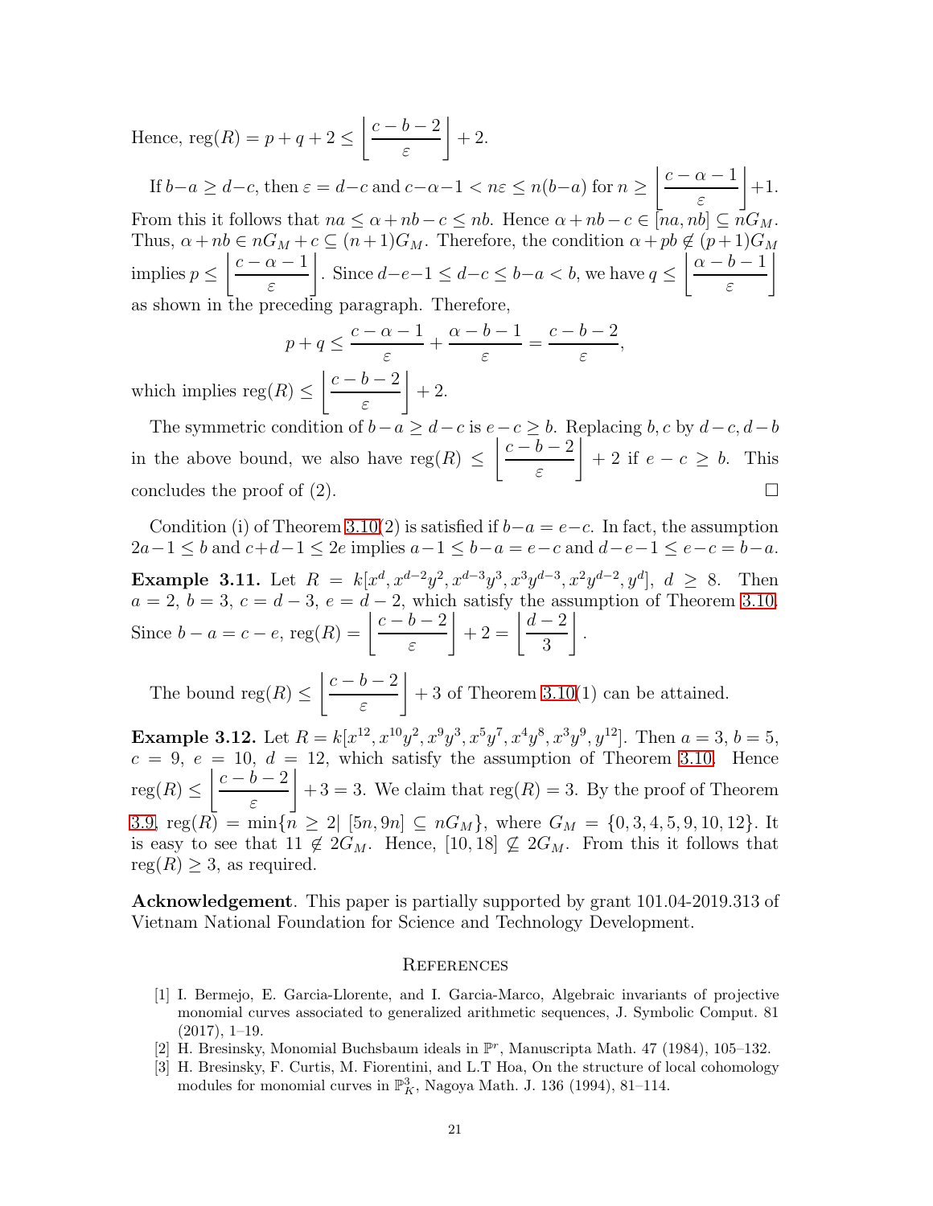Hence, $\operatorname{reg}(R) = p + q + 2 \leq \left\lfloor \dfrac{c-b-2}{\varepsilon} \right\rfloor + 2$.

If $b-a \geq d-c$, then $\varepsilon = d-c$ and $c-\alpha-1 < n\varepsilon \leq n(b-a)$ for $n \geq \left\lfloor \dfrac{c-\alpha-1}{\varepsilon} \right\rfloor + 1$. From this it follows that $na \leq \alpha + nb - c \leq nb$. Hence $\alpha + nb - c \in [na, nb] \subseteq nG_M$. Thus, $\alpha + nb \in nG_M + c \subseteq (n+1)G_M$. Therefore, the condition $\alpha + pb \notin (p+1)G_M$ implies $p \leq \left\lfloor \dfrac{c-\alpha-1}{\varepsilon} \right\rfloor$. Since $d-e-1 \leq d-c \leq b-a < b$, we have $q \leq \left\lfloor \dfrac{\alpha-b-1}{\varepsilon} \right\rfloor$ as shown in the preceding paragraph. Therefore,

$$p + q \leq \frac{c-\alpha-1}{\varepsilon} + \frac{\alpha-b-1}{\varepsilon} = \frac{c-b-2}{\varepsilon},$$

which implies $\operatorname{reg}(R) \leq \left\lfloor \dfrac{c-b-2}{\varepsilon} \right\rfloor + 2$.

The symmetric condition of $b-a \geq d-c$ is $e-c \geq b$. Replacing $b, c$ by $d-c, d-b$ in the above bound, we also have $\operatorname{reg}(R) \leq \left\lfloor \dfrac{c-b-2}{\varepsilon} \right\rfloor + 2$ if $e-c \geq b$. This concludes the proof of (2). □

Condition (i) of Theorem 3.10(2) is satisfied if $b-a = e-c$. In fact, the assumption $2a-1 \leq b$ and $c+d-1 \leq 2e$ implies $a-1 \leq b-a = e-c$ and $d-e-1 \leq e-c = b-a$.

**Example 3.11.** Let $R = k[x^d, x^{d-2}y^2, x^{d-3}y^3, x^3y^{d-3}, x^2y^{d-2}, y^d]$, $d \geq 8$. Then $a = 2$, $b = 3$, $c = d-3$, $e = d-2$, which satisfy the assumption of Theorem 3.10. Since $b-a = c-e$, $\operatorname{reg}(R) = \left\lfloor \dfrac{c-b-2}{\varepsilon} \right\rfloor + 2 = \left\lfloor \dfrac{d-2}{3} \right\rfloor$.

The bound $\operatorname{reg}(R) \leq \left\lfloor \dfrac{c-b-2}{\varepsilon} \right\rfloor + 3$ of Theorem 3.10(1) can be attained.

**Example 3.12.** Let $R = k[x^{12}, x^{10}y^2, x^9y^3, x^5y^7, x^4y^8, x^3y^9, y^{12}]$. Then $a = 3$, $b = 5$, $c = 9$, $e = 10$, $d = 12$, which satisfy the assumption of Theorem 3.10. Hence $\operatorname{reg}(R) \leq \left\lfloor \dfrac{c-b-2}{\varepsilon} \right\rfloor + 3 = 3$. We claim that $\operatorname{reg}(R) = 3$. By the proof of Theorem 3.9, $\operatorname{reg}(R) = \min\{n \geq 2 \mid [5n, 9n] \subseteq nG_M\}$, where $G_M = \{0, 3, 4, 5, 9, 10, 12\}$. It is easy to see that $11 \notin 2G_M$. Hence, $[10, 18] \not\subseteq 2G_M$. From this it follows that $\operatorname{reg}(R) \geq 3$, as required.

**Acknowledgement**. This paper is partially supported by grant 101.04-2019.313 of Vietnam National Foundation for Science and Technology Development.

## References

[1] I. Bermejo, E. Garcia-Llorente, and I. Garcia-Marco, Algebraic invariants of projective monomial curves associated to generalized arithmetic sequences, J. Symbolic Comput. 81 (2017), 1–19.

[2] H. Bresinsky, Monomial Buchsbaum ideals in $\mathbb{P}^r$, Manuscripta Math. 47 (1984), 105–132.

[3] H. Bresinsky, F. Curtis, M. Fiorentini, and L.T Hoa, On the structure of local cohomology modules for monomial curves in $\mathbb{P}^3_K$, Nagoya Math. J. 136 (1994), 81–114.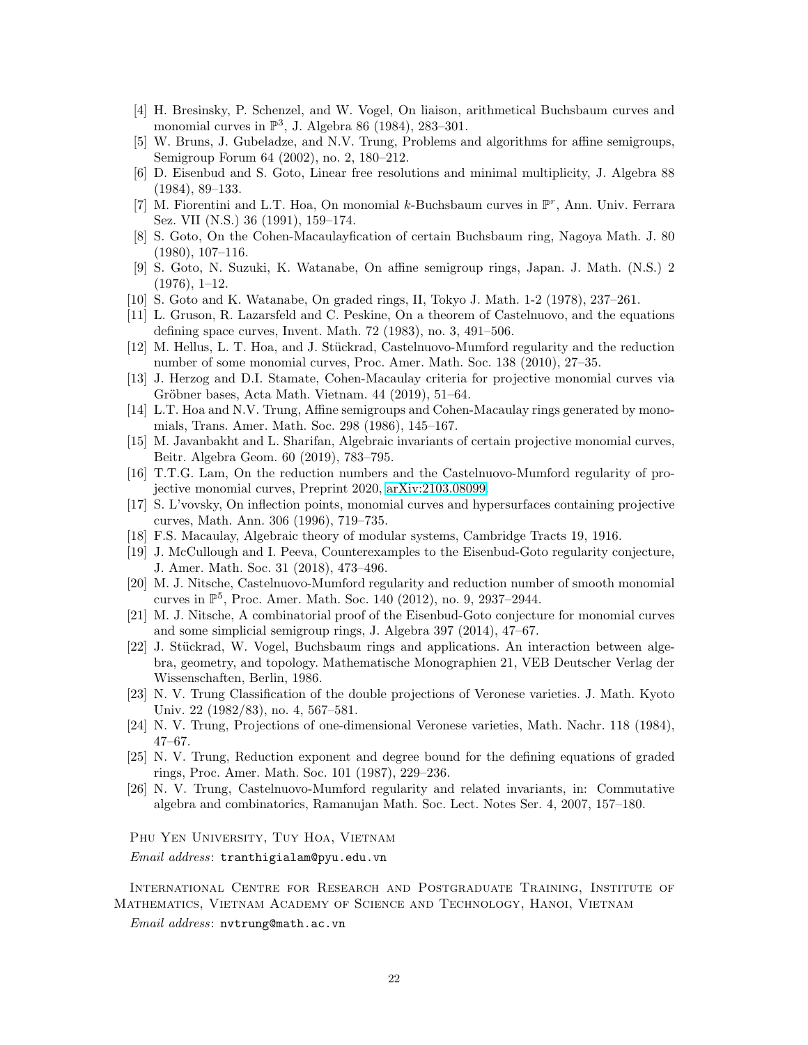[4] H. Bresinsky, P. Schenzel, and W. Vogel, On liaison, arithmetical Buchsbaum curves and monomial curves in $\mathbb{P}^3$, J. Algebra 86 (1984), 283–301.

[5] W. Bruns, J. Gubeladze, and N.V. Trung, Problems and algorithms for affine semigroups, Semigroup Forum 64 (2002), no. 2, 180–212.

[6] D. Eisenbud and S. Goto, Linear free resolutions and minimal multiplicity, J. Algebra 88 (1984), 89–133.

[7] M. Fiorentini and L.T. Hoa, On monomial $k$-Buchsbaum curves in $\mathbb{P}^r$, Ann. Univ. Ferrara Sez. VII (N.S.) 36 (1991), 159–174.

[8] S. Goto, On the Cohen-Macaulayfication of certain Buchsbaum ring, Nagoya Math. J. 80 (1980), 107–116.

[9] S. Goto, N. Suzuki, K. Watanabe, On affine semigroup rings, Japan. J. Math. (N.S.) 2 (1976), 1–12.

[10] S. Goto and K. Watanabe, On graded rings, II, Tokyo J. Math. 1-2 (1978), 237–261.

[11] L. Gruson, R. Lazarsfeld and C. Peskine, On a theorem of Castelnuovo, and the equations defining space curves, Invent. Math. 72 (1983), no. 3, 491–506.

[12] M. Hellus, L. T. Hoa, and J. Stückrad, Castelnuovo-Mumford regularity and the reduction number of some monomial curves, Proc. Amer. Math. Soc. 138 (2010), 27–35.

[13] J. Herzog and D.I. Stamate, Cohen-Macaulay criteria for projective monomial curves via Gröbner bases, Acta Math. Vietnam. 44 (2019), 51–64.

[14] L.T. Hoa and N.V. Trung, Affine semigroups and Cohen-Macaulay rings generated by monomials, Trans. Amer. Math. Soc. 298 (1986), 145–167.

[15] M. Javanbakht and L. Sharifan, Algebraic invariants of certain projective monomial curves, Beitr. Algebra Geom. 60 (2019), 783–795.

[16] T.T.G. Lam, On the reduction numbers and the Castelnuovo-Mumford regularity of projective monomial curves, Preprint 2020, arXiv:2103.08099.

[17] S. L'vovsky, On inflection points, monomial curves and hypersurfaces containing projective curves, Math. Ann. 306 (1996), 719–735.

[18] F.S. Macaulay, Algebraic theory of modular systems, Cambridge Tracts 19, 1916.

[19] J. McCullough and I. Peeva, Counterexamples to the Eisenbud-Goto regularity conjecture, J. Amer. Math. Soc. 31 (2018), 473–496.

[20] M. J. Nitsche, Castelnuovo-Mumford regularity and reduction number of smooth monomial curves in $\mathbb{P}^5$, Proc. Amer. Math. Soc. 140 (2012), no. 9, 2937–2944.

[21] M. J. Nitsche, A combinatorial proof of the Eisenbud-Goto conjecture for monomial curves and some simplicial semigroup rings, J. Algebra 397 (2014), 47–67.

[22] J. Stückrad, W. Vogel, Buchsbaum rings and applications. An interaction between algebra, geometry, and topology. Mathematische Monographien 21, VEB Deutscher Verlag der Wissenschaften, Berlin, 1986.

[23] N. V. Trung Classification of the double projections of Veronese varieties. J. Math. Kyoto Univ. 22 (1982/83), no. 4, 567–581.

[24] N. V. Trung, Projections of one-dimensional Veronese varieties, Math. Nachr. 118 (1984), 47–67.

[25] N. V. Trung, Reduction exponent and degree bound for the defining equations of graded rings, Proc. Amer. Math. Soc. 101 (1987), 229–236.

[26] N. V. Trung, Castelnuovo-Mumford regularity and related invariants, in: Commutative algebra and combinatorics, Ramanujan Math. Soc. Lect. Notes Ser. 4, 2007, 157–180.

Phu Yen University, Tuy Hoa, Vietnam

*Email address*: `tranthigialam@pyu.edu.vn`

International Centre for Research and Postgraduate Training, Institute of Mathematics, Vietnam Academy of Science and Technology, Hanoi, Vietnam

*Email address*: `nvtrung@math.ac.vn`